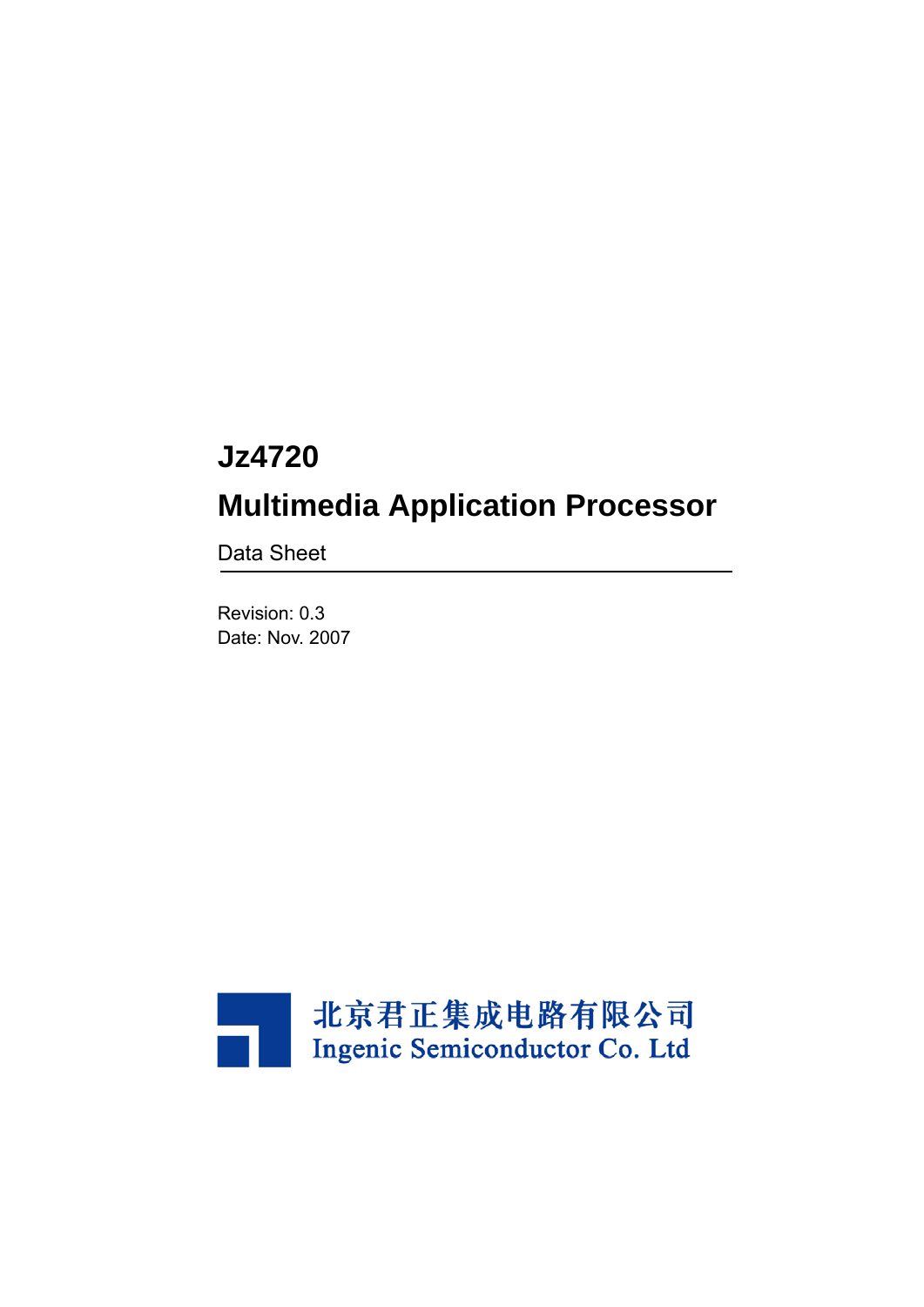# Jz4720

# Multimedia Application Processor

Data Sheet

Revision: 0.3

Date: Nov. 2007

北京君正集成电路有限公司

Ingenic Semiconductor Co. Ltd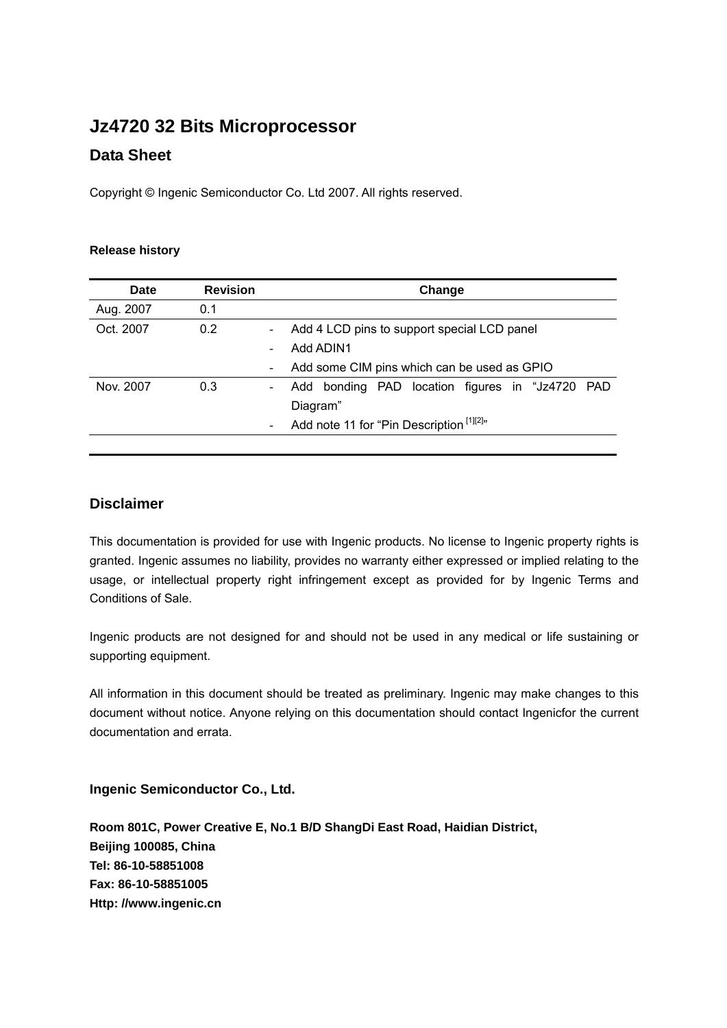# Jz4720 32 Bits Microprocessor

## Data Sheet

Copyright © Ingenic Semiconductor Co. Ltd 2007. All rights reserved.

**Release history**

| Date | Revision | Change |
|---|---|---|
| Aug. 2007 | 0.1 | |
| Oct. 2007 | 0.2 | - Add 4 LCD pins to support special LCD panel<br>- Add ADIN1<br>- Add some CIM pins which can be used as GPIO |
| Nov. 2007 | 0.3 | - Add bonding PAD location figures in “Jz4720 PAD Diagram”<br>- Add note 11 for “Pin Description [1][2]” |

## Disclaimer

This documentation is provided for use with Ingenic products. No license to Ingenic property rights is granted. Ingenic assumes no liability, provides no warranty either expressed or implied relating to the usage, or intellectual property right infringement except as provided for by Ingenic Terms and Conditions of Sale.

Ingenic products are not designed for and should not be used in any medical or life sustaining or supporting equipment.

All information in this document should be treated as preliminary. Ingenic may make changes to this document without notice. Anyone relying on this documentation should contact Ingenicfor the current documentation and errata.

**Ingenic Semiconductor Co., Ltd.**

**Room 801C, Power Creative E, No.1 B/D ShangDi East Road, Haidian District,**
**Beijing 100085, China**
**Tel: 86-10-58851008**
**Fax: 86-10-58851005**
**Http: //www.ingenic.cn**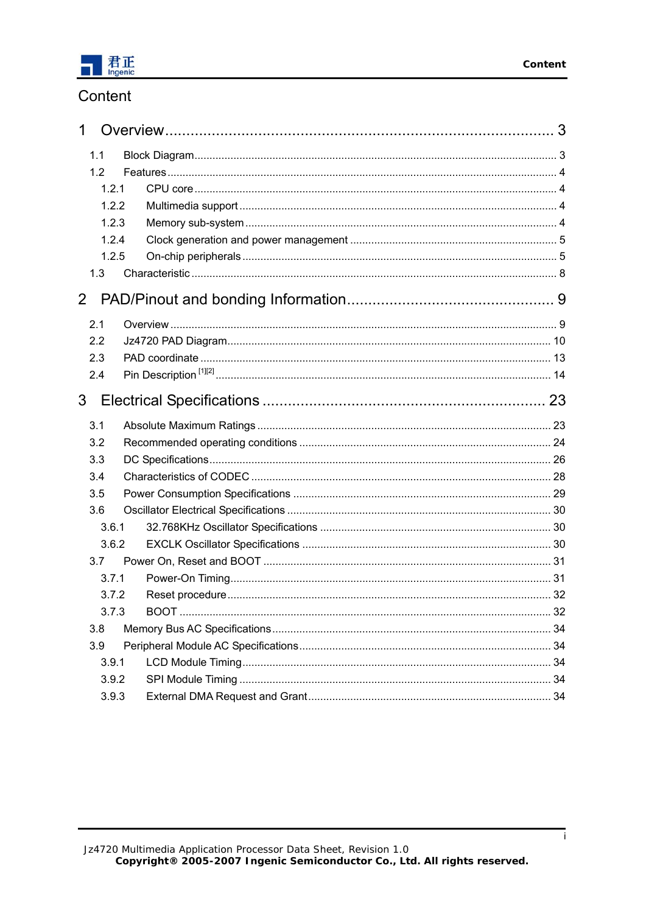# Content

1 Overview ................................................................................... 3

- 1.1 Block Diagram ........................................................................... 3
- 1.2 Features ..................................................................................... 4
  - 1.2.1 CPU core ............................................................................. 4
  - 1.2.2 Multimedia support ............................................................. 4
  - 1.2.3 Memory sub-system ............................................................ 4
  - 1.2.4 Clock generation and power management .......................... 5
  - 1.2.5 On-chip peripherals ............................................................. 5
- 1.3 Characteristic ............................................................................. 8

2 PAD/Pinout and bonding Information ........................................... 9

- 2.1 Overview ..................................................................................... 9
- 2.2 Jz4720 PAD Diagram ................................................................ 10
- 2.3 PAD coordinate ......................................................................... 13
- 2.4 Pin Description [1][2] ................................................................. 14

3 Electrical Specifications ................................................................ 23

- 3.1 Absolute Maximum Ratings ....................................................... 23
- 3.2 Recommended operating conditions ......................................... 24
- 3.3 DC Specifications ...................................................................... 26
- 3.4 Characteristics of CODEC ......................................................... 28
- 3.5 Power Consumption Specifications ........................................... 29
- 3.6 Oscillator Electrical Specifications ............................................. 30
  - 3.6.1 32.768KHz Oscillator Specifications .................................. 30
  - 3.6.2 EXCLK Oscillator Specifications ........................................ 30
- 3.7 Power On, Reset and BOOT ...................................................... 31
  - 3.7.1 Power-On Timing ............................................................... 31
  - 3.7.2 Reset procedure ................................................................ 32
  - 3.7.3 BOOT ................................................................................. 32
- 3.8 Memory Bus AC Specifications .................................................. 34
- 3.9 Peripheral Module AC Specifications ......................................... 34
  - 3.9.1 LCD Module Timing ............................................................ 34
  - 3.9.2 SPI Module Timing ............................................................. 34
  - 3.9.3 External DMA Request and Grant ...................................... 34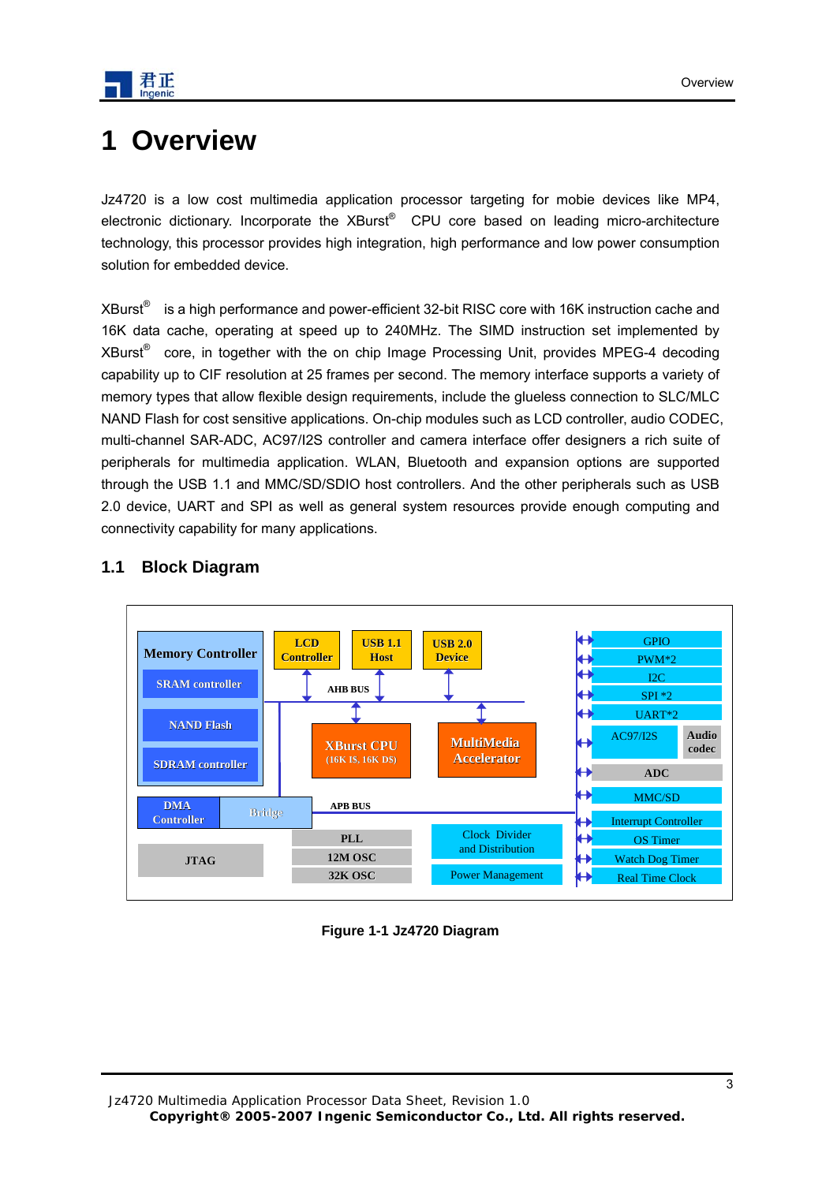# 1 Overview

Jz4720 is a low cost multimedia application processor targeting for mobie devices like MP4, electronic dictionary. Incorporate the XBurst® CPU core based on leading micro-architecture technology, this processor provides high integration, high performance and low power consumption solution for embedded device.

XBurst® is a high performance and power-efficient 32-bit RISC core with 16K instruction cache and 16K data cache, operating at speed up to 240MHz. The SIMD instruction set implemented by XBurst® core, in together with the on chip Image Processing Unit, provides MPEG-4 decoding capability up to CIF resolution at 25 frames per second. The memory interface supports a variety of memory types that allow flexible design requirements, include the glueless connection to SLC/MLC NAND Flash for cost sensitive applications. On-chip modules such as LCD controller, audio CODEC, multi-channel SAR-ADC, AC97/I2S controller and camera interface offer designers a rich suite of peripherals for multimedia application. WLAN, Bluetooth and expansion options are supported through the USB 1.1 and MMC/SD/SDIO host controllers. And the other peripherals such as USB 2.0 device, UART and SPI as well as general system resources provide enough computing and connectivity capability for many applications.

## 1.1 Block Diagram

Memory Controller · SRAM controller · NAND Flash · SDRAM controller · LCD Controller · USB 1.1 Host · USB 2.0 Device · AHB BUS · XBurst CPU (16K IS, 16K DS) · MultiMedia Accelerator · DMA Controller · Bridge · APB BUS · JTAG · PLL · 12M OSC · 32K OSC · Clock Divider and Distribution · Power Management · GPIO · PWM*2 · I2C · SPI *2 · UART*2 · AC97/I2S · Audio codec · ADC · MMC/SD · Interrupt Controller · OS Timer · Watch Dog Timer · Real Time Clock

Figure 1-1 Jz4720 Diagram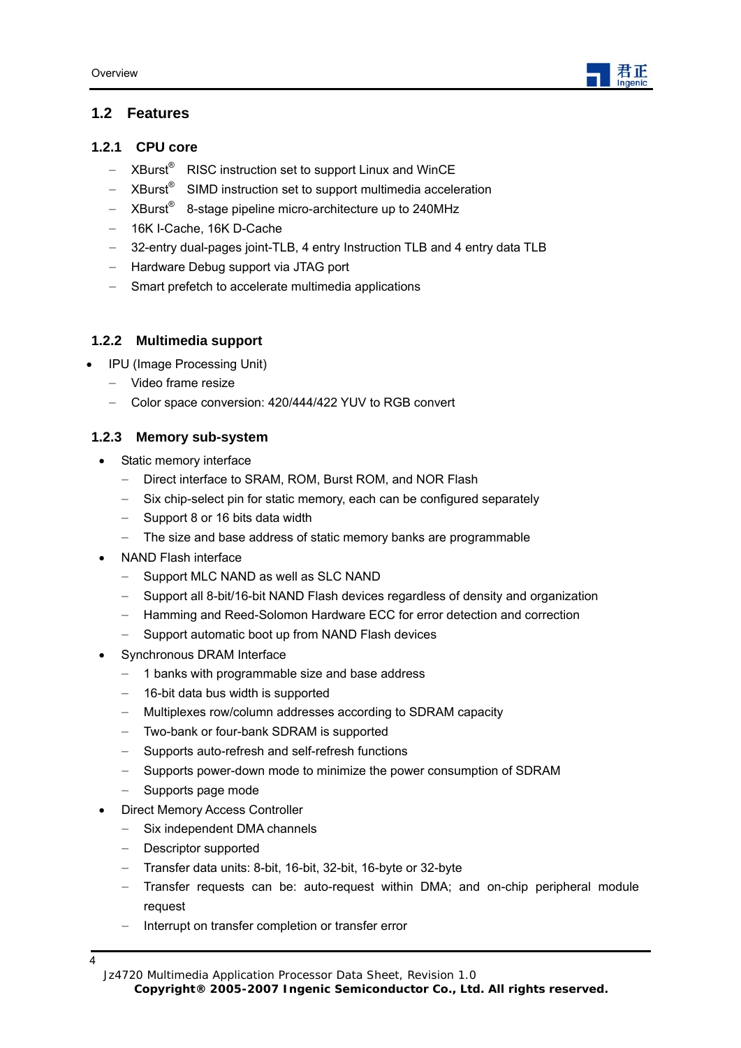## 1.2 Features

### 1.2.1 CPU core

- XBurst® RISC instruction set to support Linux and WinCE
- XBurst® SIMD instruction set to support multimedia acceleration
- XBurst® 8-stage pipeline micro-architecture up to 240MHz
- 16K I-Cache, 16K D-Cache
- 32-entry dual-pages joint-TLB, 4 entry Instruction TLB and 4 entry data TLB
- Hardware Debug support via JTAG port
- Smart prefetch to accelerate multimedia applications

### 1.2.2 Multimedia support

- IPU (Image Processing Unit)
  - Video frame resize
  - Color space conversion: 420/444/422 YUV to RGB convert

### 1.2.3 Memory sub-system

- Static memory interface
  - Direct interface to SRAM, ROM, Burst ROM, and NOR Flash
  - Six chip-select pin for static memory, each can be configured separately
  - Support 8 or 16 bits data width
  - The size and base address of static memory banks are programmable
- NAND Flash interface
  - Support MLC NAND as well as SLC NAND
  - Support all 8-bit/16-bit NAND Flash devices regardless of density and organization
  - Hamming and Reed-Solomon Hardware ECC for error detection and correction
  - Support automatic boot up from NAND Flash devices
- Synchronous DRAM Interface
  - 1 banks with programmable size and base address
  - 16-bit data bus width is supported
  - Multiplexes row/column addresses according to SDRAM capacity
  - Two-bank or four-bank SDRAM is supported
  - Supports auto-refresh and self-refresh functions
  - Supports power-down mode to minimize the power consumption of SDRAM
  - Supports page mode
- Direct Memory Access Controller
  - Six independent DMA channels
  - Descriptor supported
  - Transfer data units: 8-bit, 16-bit, 32-bit, 16-byte or 32-byte
  - Transfer requests can be: auto-request within DMA; and on-chip peripheral module request
  - Interrupt on transfer completion or transfer error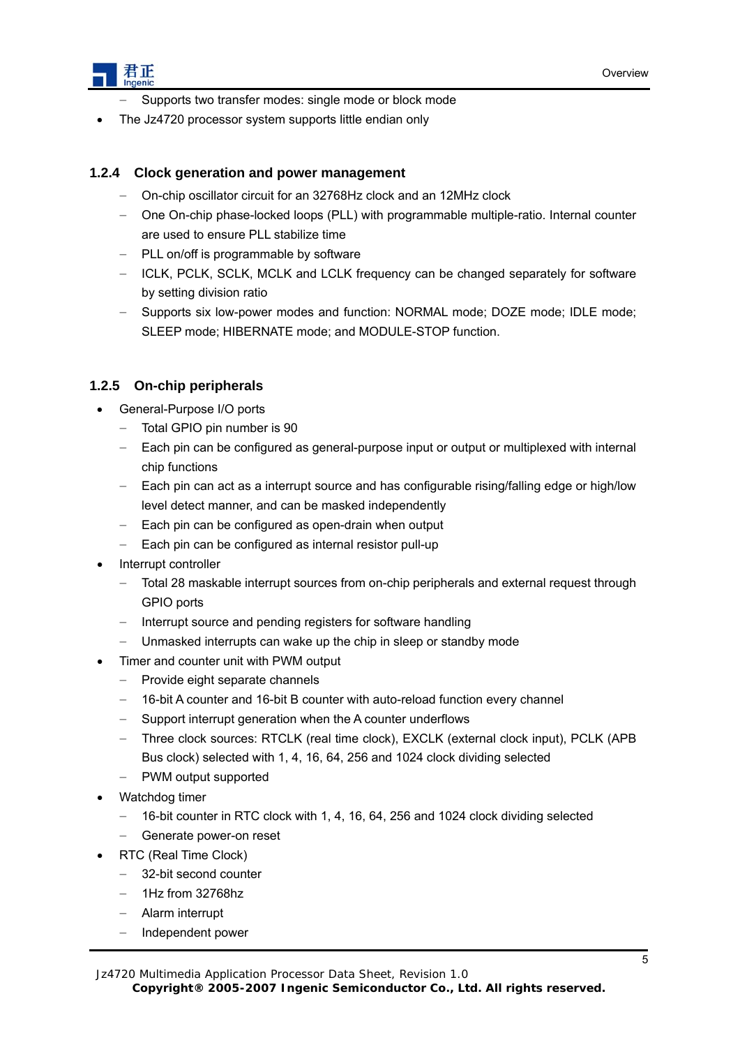- Supports two transfer modes: single mode or block mode
- The Jz4720 processor system supports little endian only

### 1.2.4 Clock generation and power management

- On-chip oscillator circuit for an 32768Hz clock and an 12MHz clock
- One On-chip phase-locked loops (PLL) with programmable multiple-ratio. Internal counter are used to ensure PLL stabilize time
- PLL on/off is programmable by software
- ICLK, PCLK, SCLK, MCLK and LCLK frequency can be changed separately for software by setting division ratio
- Supports six low-power modes and function: NORMAL mode; DOZE mode; IDLE mode; SLEEP mode; HIBERNATE mode; and MODULE-STOP function.

### 1.2.5 On-chip peripherals

- General-Purpose I/O ports
  - Total GPIO pin number is 90
  - Each pin can be configured as general-purpose input or output or multiplexed with internal chip functions
  - Each pin can act as a interrupt source and has configurable rising/falling edge or high/low level detect manner, and can be masked independently
  - Each pin can be configured as open-drain when output
  - Each pin can be configured as internal resistor pull-up
- Interrupt controller
  - Total 28 maskable interrupt sources from on-chip peripherals and external request through GPIO ports
  - Interrupt source and pending registers for software handling
  - Unmasked interrupts can wake up the chip in sleep or standby mode
- Timer and counter unit with PWM output
  - Provide eight separate channels
  - 16-bit A counter and 16-bit B counter with auto-reload function every channel
  - Support interrupt generation when the A counter underflows
  - Three clock sources: RTCLK (real time clock), EXCLK (external clock input), PCLK (APB Bus clock) selected with 1, 4, 16, 64, 256 and 1024 clock dividing selected
  - PWM output supported
- Watchdog timer
  - 16-bit counter in RTC clock with 1, 4, 16, 64, 256 and 1024 clock dividing selected
  - Generate power-on reset
- RTC (Real Time Clock)
  - 32-bit second counter
  - 1Hz from 32768hz
  - Alarm interrupt
  - Independent power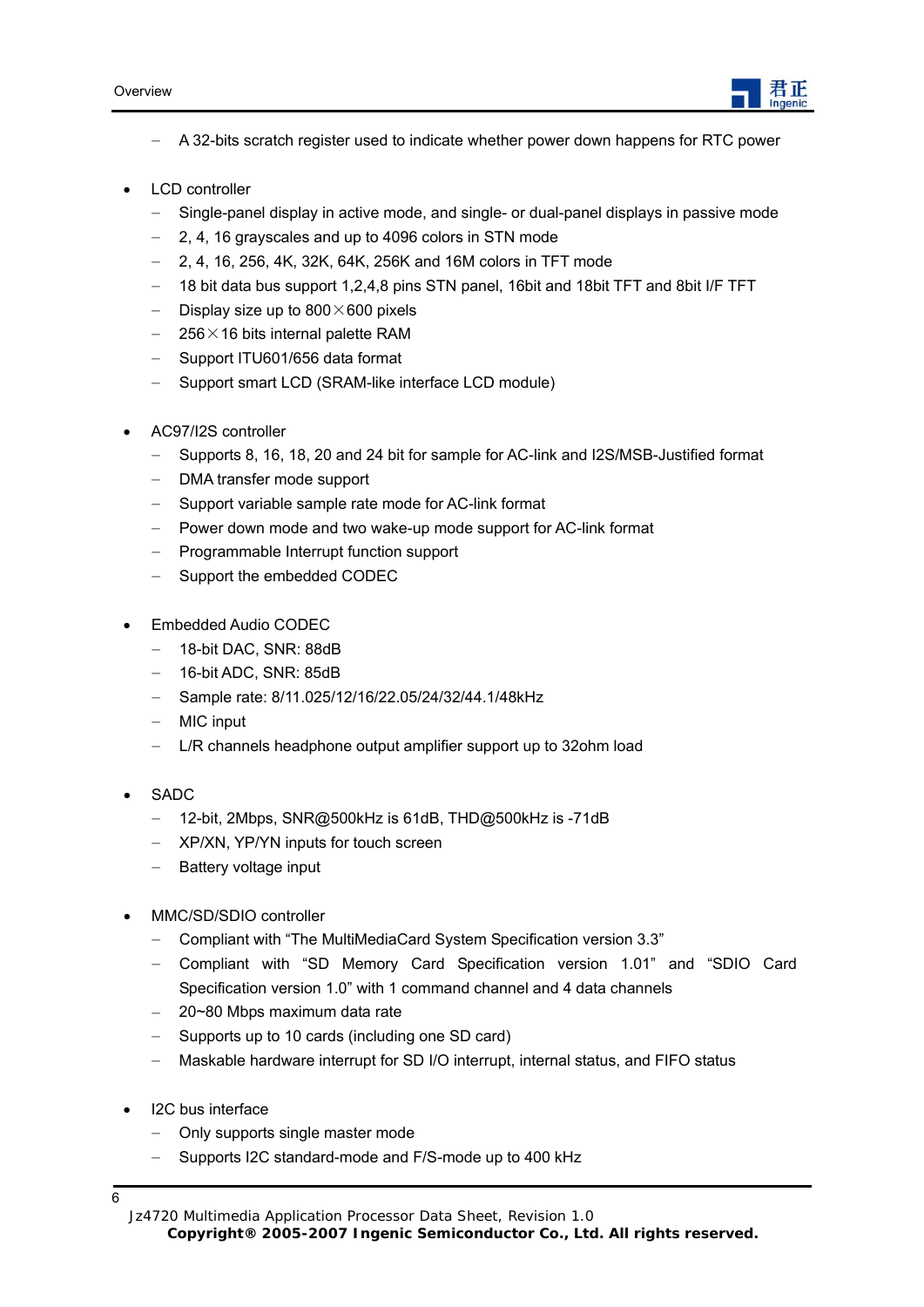- A 32-bits scratch register used to indicate whether power down happens for RTC power

- LCD controller
  - Single-panel display in active mode, and single- or dual-panel displays in passive mode
  - 2, 4, 16 grayscales and up to 4096 colors in STN mode
  - 2, 4, 16, 256, 4K, 32K, 64K, 256K and 16M colors in TFT mode
  - 18 bit data bus support 1,2,4,8 pins STN panel, 16bit and 18bit TFT and 8bit I/F TFT
  - Display size up to 800×600 pixels
  - 256×16 bits internal palette RAM
  - Support ITU601/656 data format
  - Support smart LCD (SRAM-like interface LCD module)

- AC97/I2S controller
  - Supports 8, 16, 18, 20 and 24 bit for sample for AC-link and I2S/MSB-Justified format
  - DMA transfer mode support
  - Support variable sample rate mode for AC-link format
  - Power down mode and two wake-up mode support for AC-link format
  - Programmable Interrupt function support
  - Support the embedded CODEC

- Embedded Audio CODEC
  - 18-bit DAC, SNR: 88dB
  - 16-bit ADC, SNR: 85dB
  - Sample rate: 8/11.025/12/16/22.05/24/32/44.1/48kHz
  - MIC input
  - L/R channels headphone output amplifier support up to 32ohm load

- SADC
  - 12-bit, 2Mbps, SNR@500kHz is 61dB, THD@500kHz is -71dB
  - XP/XN, YP/YN inputs for touch screen
  - Battery voltage input

- MMC/SD/SDIO controller
  - Compliant with “The MultiMediaCard System Specification version 3.3”
  - Compliant with “SD Memory Card Specification version 1.01” and “SDIO Card Specification version 1.0” with 1 command channel and 4 data channels
  - 20~80 Mbps maximum data rate
  - Supports up to 10 cards (including one SD card)
  - Maskable hardware interrupt for SD I/O interrupt, internal status, and FIFO status

- I2C bus interface
  - Only supports single master mode
  - Supports I2C standard-mode and F/S-mode up to 400 kHz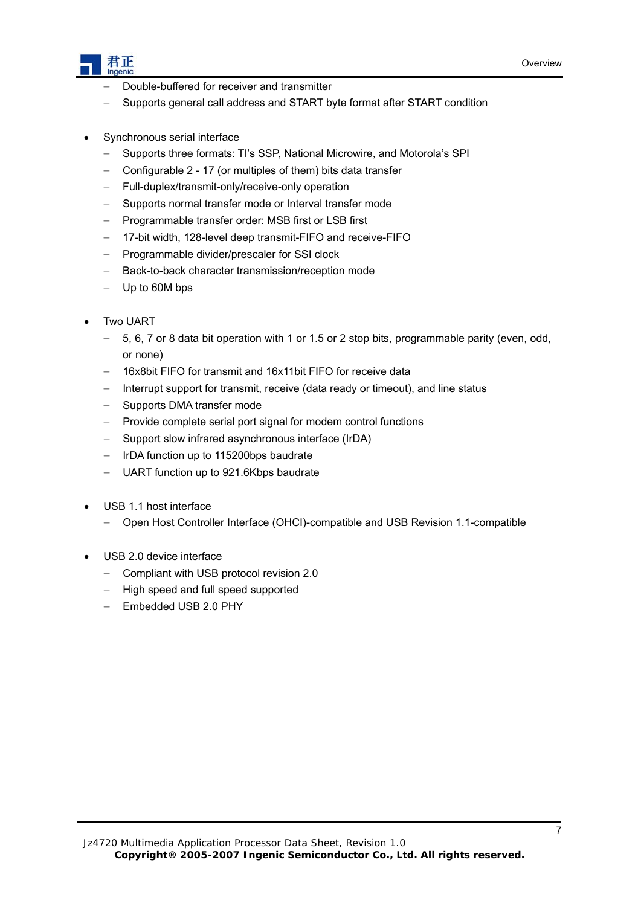- Double-buffered for receiver and transmitter
  - Supports general call address and START byte format after START condition

- Synchronous serial interface
  - Supports three formats: TI's SSP, National Microwire, and Motorola's SPI
  - Configurable 2 - 17 (or multiples of them) bits data transfer
  - Full-duplex/transmit-only/receive-only operation
  - Supports normal transfer mode or Interval transfer mode
  - Programmable transfer order: MSB first or LSB first
  - 17-bit width, 128-level deep transmit-FIFO and receive-FIFO
  - Programmable divider/prescaler for SSI clock
  - Back-to-back character transmission/reception mode
  - Up to 60M bps

- Two UART
  - 5, 6, 7 or 8 data bit operation with 1 or 1.5 or 2 stop bits, programmable parity (even, odd, or none)
  - 16x8bit FIFO for transmit and 16x11bit FIFO for receive data
  - Interrupt support for transmit, receive (data ready or timeout), and line status
  - Supports DMA transfer mode
  - Provide complete serial port signal for modem control functions
  - Support slow infrared asynchronous interface (IrDA)
  - IrDA function up to 115200bps baudrate
  - UART function up to 921.6Kbps baudrate

- USB 1.1 host interface
  - Open Host Controller Interface (OHCI)-compatible and USB Revision 1.1-compatible

- USB 2.0 device interface
  - Compliant with USB protocol revision 2.0
  - High speed and full speed supported
  - Embedded USB 2.0 PHY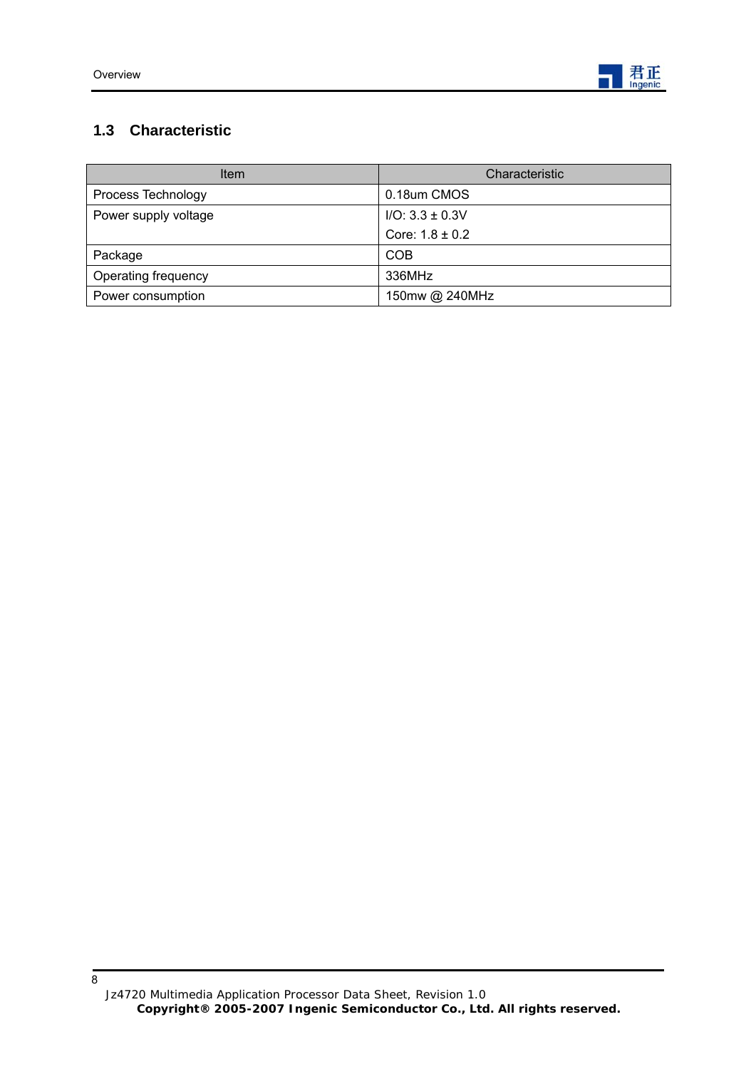## 1.3 Characteristic

| Item | Characteristic |
|---|---|
| Process Technology | 0.18um CMOS |
| Power supply voltage | I/O: 3.3 ± 0.3V<br>Core: 1.8 ± 0.2 |
| Package | COB |
| Operating frequency | 336MHz |
| Power consumption | 150mw @ 240MHz |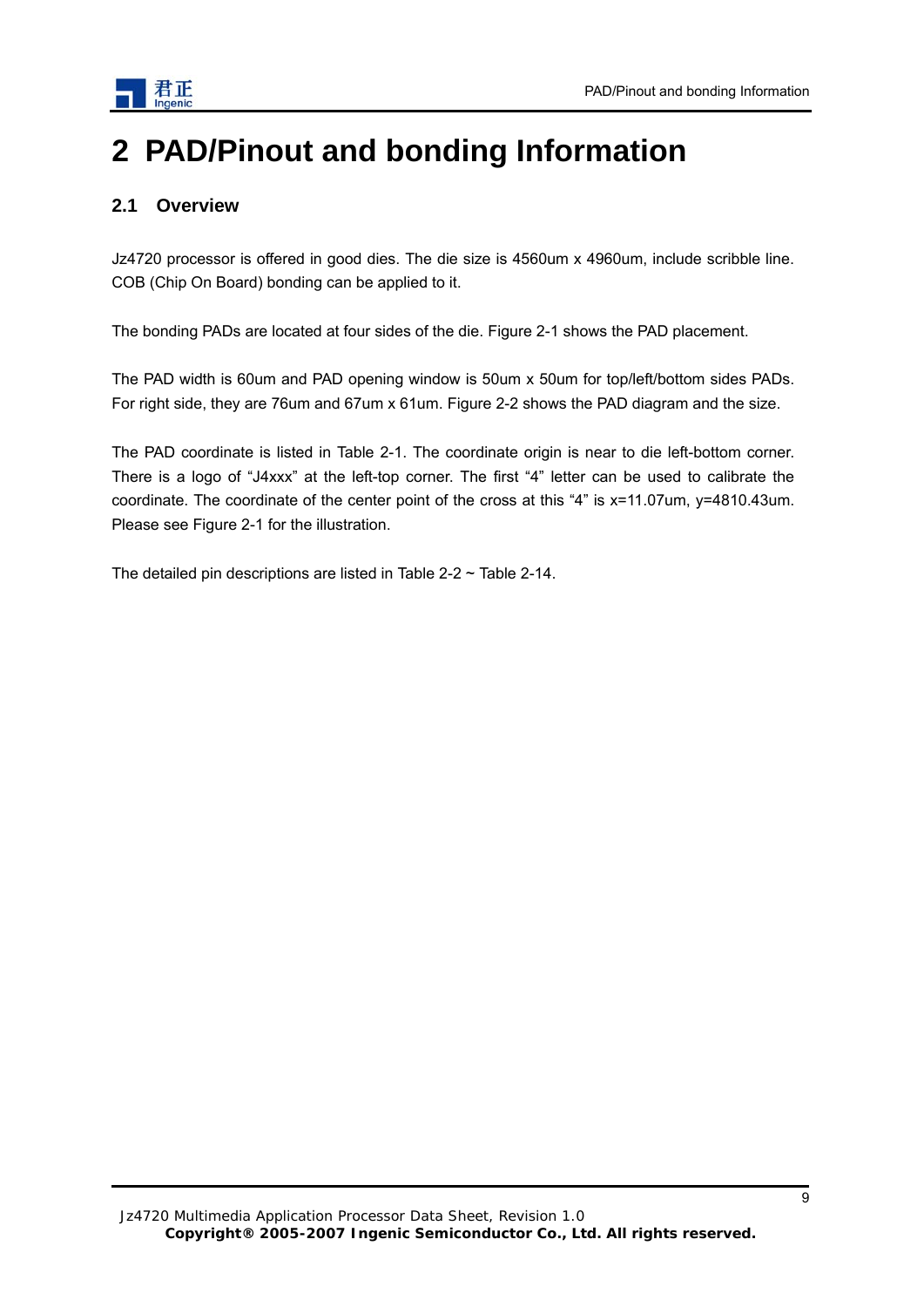# 2 PAD/Pinout and bonding Information

## 2.1 Overview

Jz4720 processor is offered in good dies. The die size is 4560um x 4960um, include scribble line. COB (Chip On Board) bonding can be applied to it.

The bonding PADs are located at four sides of the die. Figure 2-1 shows the PAD placement.

The PAD width is 60um and PAD opening window is 50um x 50um for top/left/bottom sides PADs. For right side, they are 76um and 67um x 61um. Figure 2-2 shows the PAD diagram and the size.

The PAD coordinate is listed in Table 2-1. The coordinate origin is near to die left-bottom corner. There is a logo of “J4xxx” at the left-top corner. The first “4” letter can be used to calibrate the coordinate. The coordinate of the center point of the cross at this “4” is x=11.07um, y=4810.43um. Please see Figure 2-1 for the illustration.

The detailed pin descriptions are listed in Table 2-2 ~ Table 2-14.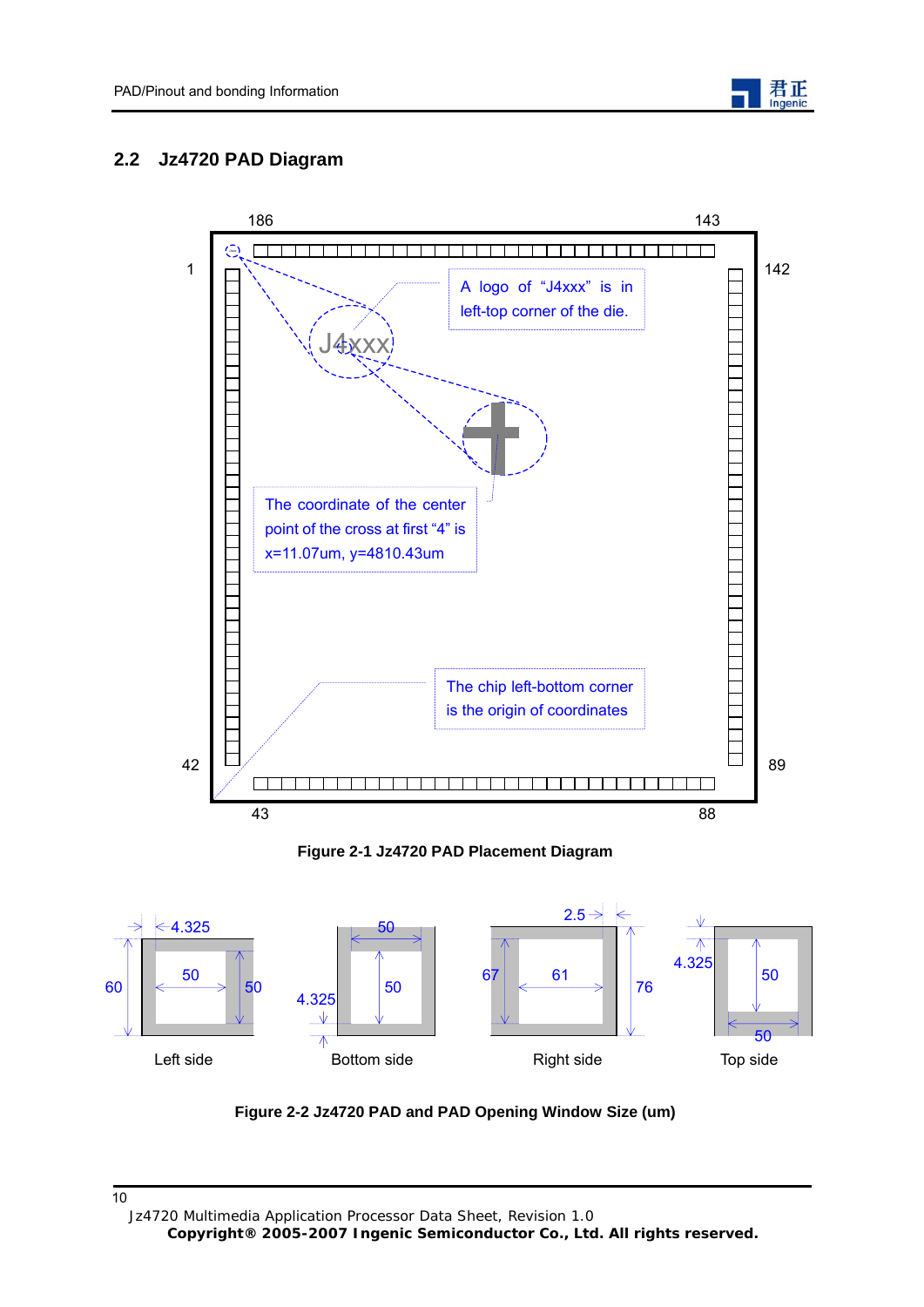## 2.2 Jz4720 PAD Diagram

186 143

1 142

A logo of "J4xxx" is in left-top corner of the die.

J4xxx

The coordinate of the center point of the cross at first "4" is x=11.07um, y=4810.43um

The chip left-bottom corner is the origin of coordinates

42 89

43 88

**Figure 2-1 Jz4720 PAD Placement Diagram**

Left side: 4.325, 60, 50, 50

Bottom side: 50, 4.325, 50

Right side: 2.5, 67, 61, 76

Top side: 4.325, 50, 50

**Figure 2-2 Jz4720 PAD and PAD Opening Window Size (um)**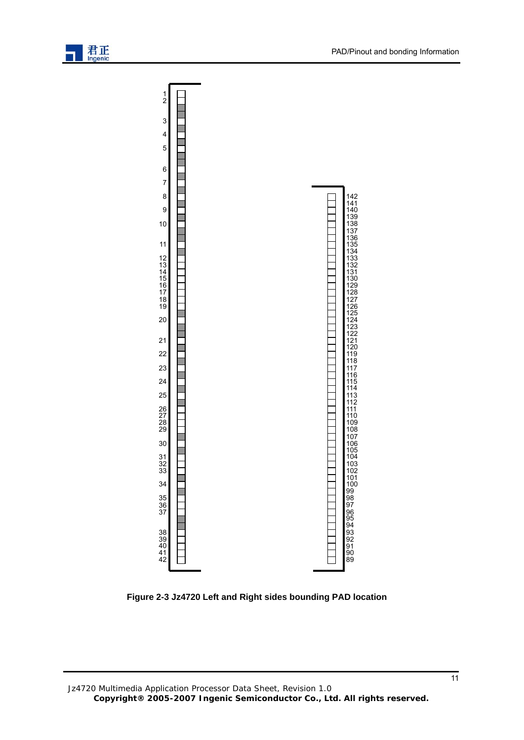Figure 2-3 Jz4720 Left and Right sides bounding PAD location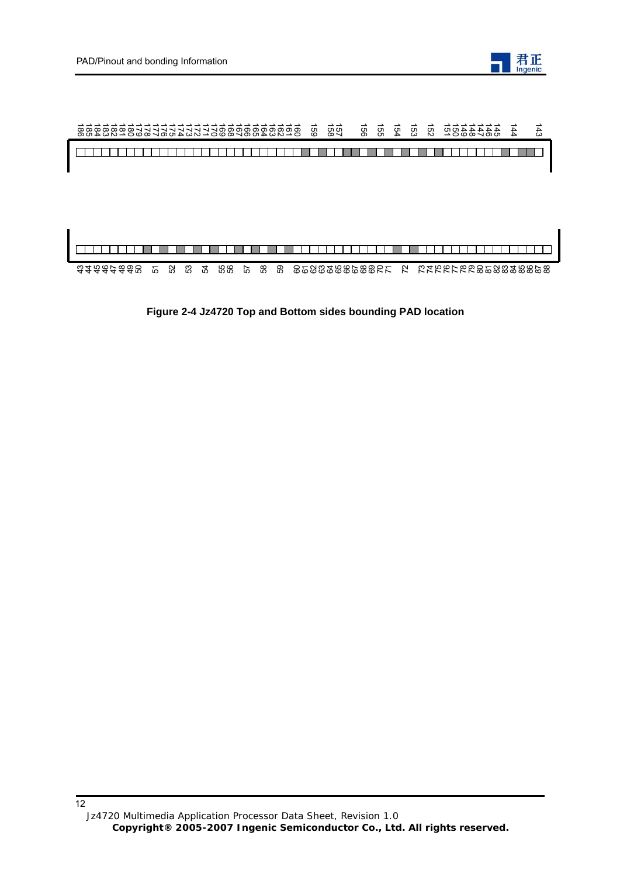186 185 184 183 182 181 180 179 178 177 176 175 174 173 172 171 170 169 168 167 166 165 164 163 162 161 160 159 158 157 156 155 154 153 152 151 150 149 148 147 146 145 144 143

43 44 45 46 47 48 49 50 51 52 53 54 55 56 57 58 59 60 61 62 63 64 65 66 67 68 69 70 71 72 73 74 75 76 77 78 79 80 81 82 83 84 85 86 87 88

**Figure 2-4 Jz4720 Top and Bottom sides bounding PAD location**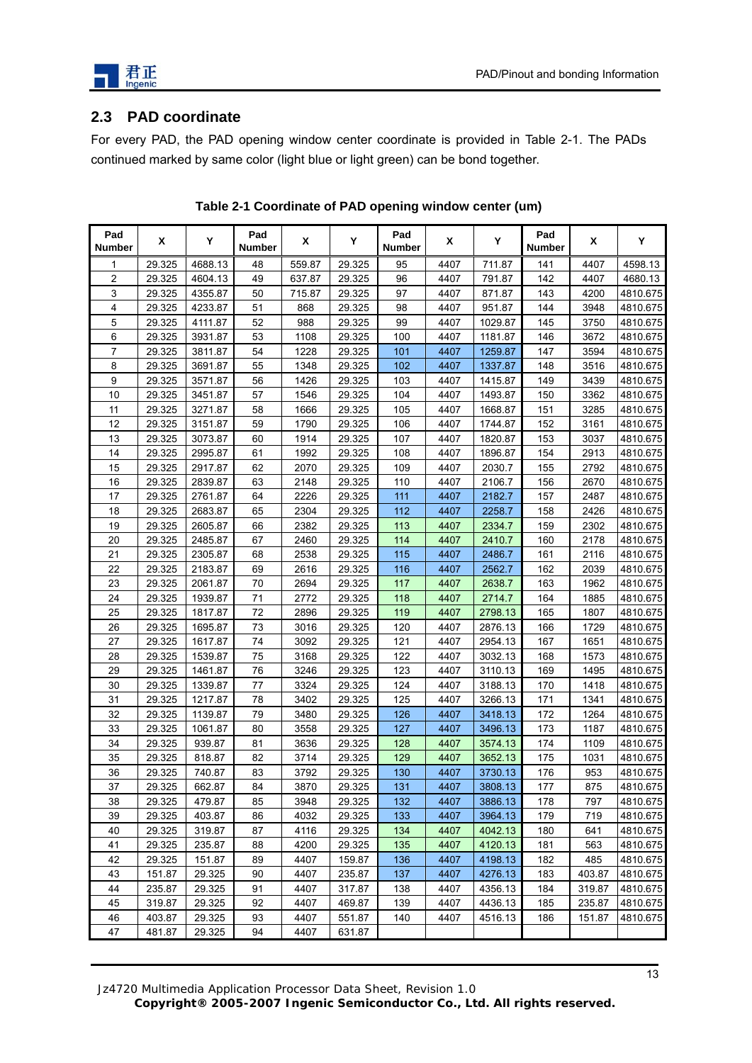## 2.3 PAD coordinate

For every PAD, the PAD opening window center coordinate is provided in Table 2-1. The PADs continued marked by same color (light blue or light green) can be bond together.

**Table 2-1 Coordinate of PAD opening window center (um)**

| Pad Number | X | Y | Pad Number | X | Y | Pad Number | X | Y | Pad Number | X | Y |
|---|---|---|---|---|---|---|---|---|---|---|---|
| 1 | 29.325 | 4688.13 | 48 | 559.87 | 29.325 | 95 | 4407 | 711.87 | 141 | 4407 | 4598.13 |
| 2 | 29.325 | 4604.13 | 49 | 637.87 | 29.325 | 96 | 4407 | 791.87 | 142 | 4407 | 4680.13 |
| 3 | 29.325 | 4355.87 | 50 | 715.87 | 29.325 | 97 | 4407 | 871.87 | 143 | 4200 | 4810.675 |
| 4 | 29.325 | 4233.87 | 51 | 868 | 29.325 | 98 | 4407 | 951.87 | 144 | 3948 | 4810.675 |
| 5 | 29.325 | 4111.87 | 52 | 988 | 29.325 | 99 | 4407 | 1029.87 | 145 | 3750 | 4810.675 |
| 6 | 29.325 | 3931.87 | 53 | 1108 | 29.325 | 100 | 4407 | 1181.87 | 146 | 3672 | 4810.675 |
| 7 | 29.325 | 3811.87 | 54 | 1228 | 29.325 | 101 | 4407 | 1259.87 | 147 | 3594 | 4810.675 |
| 8 | 29.325 | 3691.87 | 55 | 1348 | 29.325 | 102 | 4407 | 1337.87 | 148 | 3516 | 4810.675 |
| 9 | 29.325 | 3571.87 | 56 | 1426 | 29.325 | 103 | 4407 | 1415.87 | 149 | 3439 | 4810.675 |
| 10 | 29.325 | 3451.87 | 57 | 1546 | 29.325 | 104 | 4407 | 1493.87 | 150 | 3362 | 4810.675 |
| 11 | 29.325 | 3271.87 | 58 | 1666 | 29.325 | 105 | 4407 | 1668.87 | 151 | 3285 | 4810.675 |
| 12 | 29.325 | 3151.87 | 59 | 1790 | 29.325 | 106 | 4407 | 1744.87 | 152 | 3161 | 4810.675 |
| 13 | 29.325 | 3073.87 | 60 | 1914 | 29.325 | 107 | 4407 | 1820.87 | 153 | 3037 | 4810.675 |
| 14 | 29.325 | 2995.87 | 61 | 1992 | 29.325 | 108 | 4407 | 1896.87 | 154 | 2913 | 4810.675 |
| 15 | 29.325 | 2917.87 | 62 | 2070 | 29.325 | 109 | 4407 | 2030.7 | 155 | 2792 | 4810.675 |
| 16 | 29.325 | 2839.87 | 63 | 2148 | 29.325 | 110 | 4407 | 2106.7 | 156 | 2670 | 4810.675 |
| 17 | 29.325 | 2761.87 | 64 | 2226 | 29.325 | 111 | 4407 | 2182.7 | 157 | 2487 | 4810.675 |
| 18 | 29.325 | 2683.87 | 65 | 2304 | 29.325 | 112 | 4407 | 2258.7 | 158 | 2426 | 4810.675 |
| 19 | 29.325 | 2605.87 | 66 | 2382 | 29.325 | 113 | 4407 | 2334.7 | 159 | 2302 | 4810.675 |
| 20 | 29.325 | 2485.87 | 67 | 2460 | 29.325 | 114 | 4407 | 2410.7 | 160 | 2178 | 4810.675 |
| 21 | 29.325 | 2305.87 | 68 | 2538 | 29.325 | 115 | 4407 | 2486.7 | 161 | 2116 | 4810.675 |
| 22 | 29.325 | 2183.87 | 69 | 2616 | 29.325 | 116 | 4407 | 2562.7 | 162 | 2039 | 4810.675 |
| 23 | 29.325 | 2061.87 | 70 | 2694 | 29.325 | 117 | 4407 | 2638.7 | 163 | 1962 | 4810.675 |
| 24 | 29.325 | 1939.87 | 71 | 2772 | 29.325 | 118 | 4407 | 2714.7 | 164 | 1885 | 4810.675 |
| 25 | 29.325 | 1817.87 | 72 | 2896 | 29.325 | 119 | 4407 | 2798.13 | 165 | 1807 | 4810.675 |
| 26 | 29.325 | 1695.87 | 73 | 3016 | 29.325 | 120 | 4407 | 2876.13 | 166 | 1729 | 4810.675 |
| 27 | 29.325 | 1617.87 | 74 | 3092 | 29.325 | 121 | 4407 | 2954.13 | 167 | 1651 | 4810.675 |
| 28 | 29.325 | 1539.87 | 75 | 3168 | 29.325 | 122 | 4407 | 3032.13 | 168 | 1573 | 4810.675 |
| 29 | 29.325 | 1461.87 | 76 | 3246 | 29.325 | 123 | 4407 | 3110.13 | 169 | 1495 | 4810.675 |
| 30 | 29.325 | 1339.87 | 77 | 3324 | 29.325 | 124 | 4407 | 3188.13 | 170 | 1418 | 4810.675 |
| 31 | 29.325 | 1217.87 | 78 | 3402 | 29.325 | 125 | 4407 | 3266.13 | 171 | 1341 | 4810.675 |
| 32 | 29.325 | 1139.87 | 79 | 3480 | 29.325 | 126 | 4407 | 3418.13 | 172 | 1264 | 4810.675 |
| 33 | 29.325 | 1061.87 | 80 | 3558 | 29.325 | 127 | 4407 | 3496.13 | 173 | 1187 | 4810.675 |
| 34 | 29.325 | 939.87 | 81 | 3636 | 29.325 | 128 | 4407 | 3574.13 | 174 | 1109 | 4810.675 |
| 35 | 29.325 | 818.87 | 82 | 3714 | 29.325 | 129 | 4407 | 3652.13 | 175 | 1031 | 4810.675 |
| 36 | 29.325 | 740.87 | 83 | 3792 | 29.325 | 130 | 4407 | 3730.13 | 176 | 953 | 4810.675 |
| 37 | 29.325 | 662.87 | 84 | 3870 | 29.325 | 131 | 4407 | 3808.13 | 177 | 875 | 4810.675 |
| 38 | 29.325 | 479.87 | 85 | 3948 | 29.325 | 132 | 4407 | 3886.13 | 178 | 797 | 4810.675 |
| 39 | 29.325 | 403.87 | 86 | 4032 | 29.325 | 133 | 4407 | 3964.13 | 179 | 719 | 4810.675 |
| 40 | 29.325 | 319.87 | 87 | 4116 | 29.325 | 134 | 4407 | 4042.13 | 180 | 641 | 4810.675 |
| 41 | 29.325 | 235.87 | 88 | 4200 | 29.325 | 135 | 4407 | 4120.13 | 181 | 563 | 4810.675 |
| 42 | 29.325 | 151.87 | 89 | 4407 | 159.87 | 136 | 4407 | 4198.13 | 182 | 485 | 4810.675 |
| 43 | 151.87 | 29.325 | 90 | 4407 | 235.87 | 137 | 4407 | 4276.13 | 183 | 403.87 | 4810.675 |
| 44 | 235.87 | 29.325 | 91 | 4407 | 317.87 | 138 | 4407 | 4356.13 | 184 | 319.87 | 4810.675 |
| 45 | 319.87 | 29.325 | 92 | 4407 | 469.87 | 139 | 4407 | 4436.13 | 185 | 235.87 | 4810.675 |
| 46 | 403.87 | 29.325 | 93 | 4407 | 551.87 | 140 | 4407 | 4516.13 | 186 | 151.87 | 4810.675 |
| 47 | 481.87 | 29.325 | 94 | 4407 | 631.87 | | | | | | |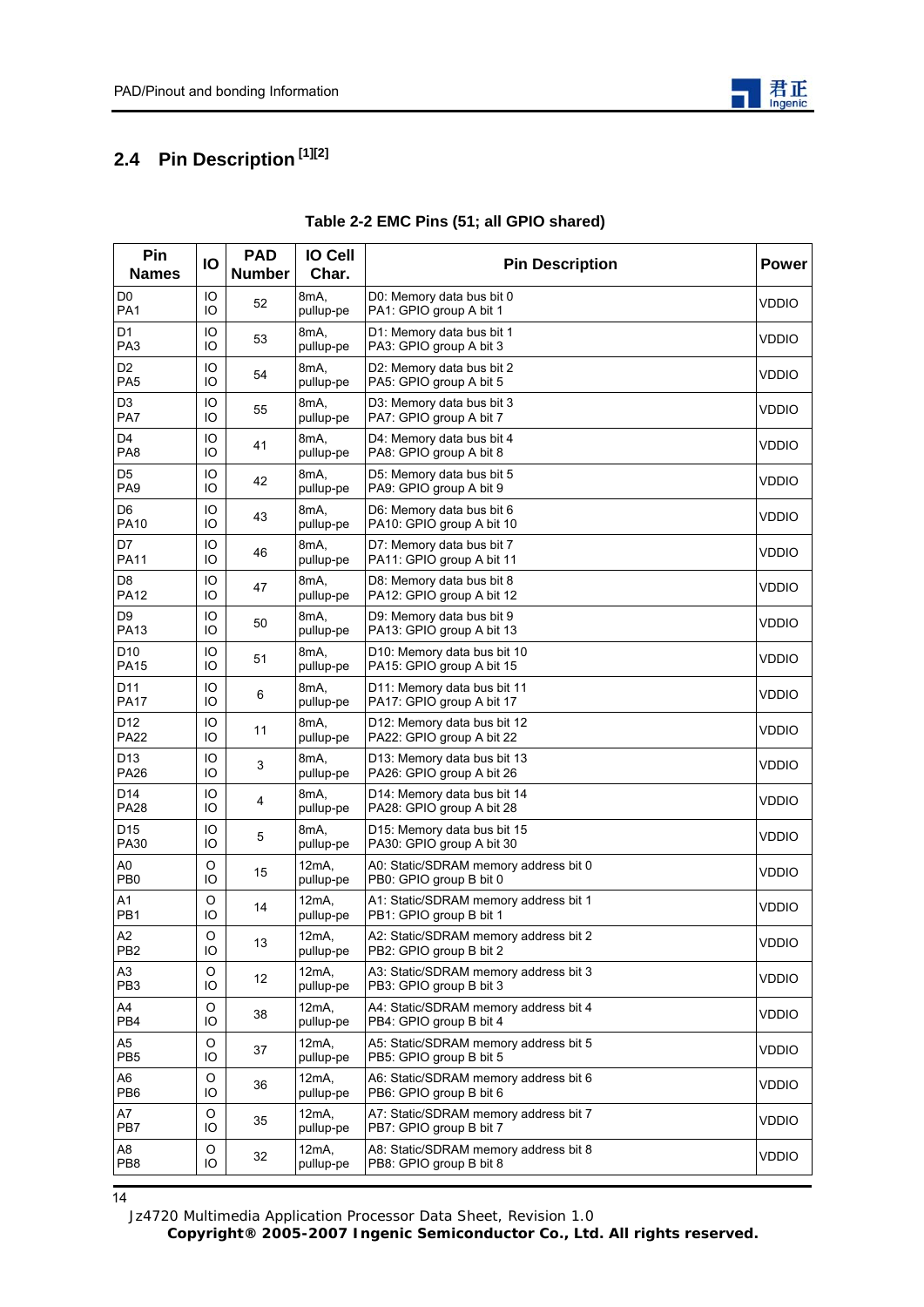## 2.4 Pin Description [1][2]

**Table 2-2 EMC Pins (51; all GPIO shared)**

| Pin Names | IO | PAD Number | IO Cell Char. | Pin Description | Power |
|---|---|---|---|---|---|
| D0<br>PA1 | IO<br>IO | 52 | 8mA,<br>pullup-pe | D0: Memory data bus bit 0<br>PA1: GPIO group A bit 1 | VDDIO |
| D1<br>PA3 | IO<br>IO | 53 | 8mA,<br>pullup-pe | D1: Memory data bus bit 1<br>PA3: GPIO group A bit 3 | VDDIO |
| D2<br>PA5 | IO<br>IO | 54 | 8mA,<br>pullup-pe | D2: Memory data bus bit 2<br>PA5: GPIO group A bit 5 | VDDIO |
| D3<br>PA7 | IO<br>IO | 55 | 8mA,<br>pullup-pe | D3: Memory data bus bit 3<br>PA7: GPIO group A bit 7 | VDDIO |
| D4<br>PA8 | IO<br>IO | 41 | 8mA,<br>pullup-pe | D4: Memory data bus bit 4<br>PA8: GPIO group A bit 8 | VDDIO |
| D5<br>PA9 | IO<br>IO | 42 | 8mA,<br>pullup-pe | D5: Memory data bus bit 5<br>PA9: GPIO group A bit 9 | VDDIO |
| D6<br>PA10 | IO<br>IO | 43 | 8mA,<br>pullup-pe | D6: Memory data bus bit 6<br>PA10: GPIO group A bit 10 | VDDIO |
| D7<br>PA11 | IO<br>IO | 46 | 8mA,<br>pullup-pe | D7: Memory data bus bit 7<br>PA11: GPIO group A bit 11 | VDDIO |
| D8<br>PA12 | IO<br>IO | 47 | 8mA,<br>pullup-pe | D8: Memory data bus bit 8<br>PA12: GPIO group A bit 12 | VDDIO |
| D9<br>PA13 | IO<br>IO | 50 | 8mA,<br>pullup-pe | D9: Memory data bus bit 9<br>PA13: GPIO group A bit 13 | VDDIO |
| D10<br>PA15 | IO<br>IO | 51 | 8mA,<br>pullup-pe | D10: Memory data bus bit 10<br>PA15: GPIO group A bit 15 | VDDIO |
| D11<br>PA17 | IO<br>IO | 6 | 8mA,<br>pullup-pe | D11: Memory data bus bit 11<br>PA17: GPIO group A bit 17 | VDDIO |
| D12<br>PA22 | IO<br>IO | 11 | 8mA,<br>pullup-pe | D12: Memory data bus bit 12<br>PA22: GPIO group A bit 22 | VDDIO |
| D13<br>PA26 | IO<br>IO | 3 | 8mA,<br>pullup-pe | D13: Memory data bus bit 13<br>PA26: GPIO group A bit 26 | VDDIO |
| D14<br>PA28 | IO<br>IO | 4 | 8mA,<br>pullup-pe | D14: Memory data bus bit 14<br>PA28: GPIO group A bit 28 | VDDIO |
| D15<br>PA30 | IO<br>IO | 5 | 8mA,<br>pullup-pe | D15: Memory data bus bit 15<br>PA30: GPIO group A bit 30 | VDDIO |
| A0<br>PB0 | O<br>IO | 15 | 12mA,<br>pullup-pe | A0: Static/SDRAM memory address bit 0<br>PB0: GPIO group B bit 0 | VDDIO |
| A1<br>PB1 | O<br>IO | 14 | 12mA,<br>pullup-pe | A1: Static/SDRAM memory address bit 1<br>PB1: GPIO group B bit 1 | VDDIO |
| A2<br>PB2 | O<br>IO | 13 | 12mA,<br>pullup-pe | A2: Static/SDRAM memory address bit 2<br>PB2: GPIO group B bit 2 | VDDIO |
| A3<br>PB3 | O<br>IO | 12 | 12mA,<br>pullup-pe | A3: Static/SDRAM memory address bit 3<br>PB3: GPIO group B bit 3 | VDDIO |
| A4<br>PB4 | O<br>IO | 38 | 12mA,<br>pullup-pe | A4: Static/SDRAM memory address bit 4<br>PB4: GPIO group B bit 4 | VDDIO |
| A5<br>PB5 | O<br>IO | 37 | 12mA,<br>pullup-pe | A5: Static/SDRAM memory address bit 5<br>PB5: GPIO group B bit 5 | VDDIO |
| A6<br>PB6 | O<br>IO | 36 | 12mA,<br>pullup-pe | A6: Static/SDRAM memory address bit 6<br>PB6: GPIO group B bit 6 | VDDIO |
| A7<br>PB7 | O<br>IO | 35 | 12mA,<br>pullup-pe | A7: Static/SDRAM memory address bit 7<br>PB7: GPIO group B bit 7 | VDDIO |
| A8<br>PB8 | O<br>IO | 32 | 12mA,<br>pullup-pe | A8: Static/SDRAM memory address bit 8<br>PB8: GPIO group B bit 8 | VDDIO |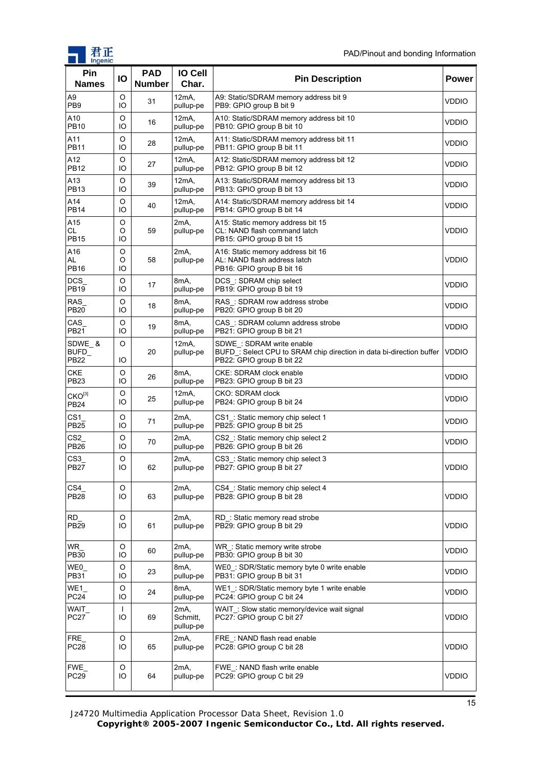| Pin Names | IO | PAD Number | IO Cell Char. | Pin Description | Power |
|---|---|---|---|---|---|
| A9<br>PB9 | O<br>IO | 31 | 12mA,<br>pullup-pe | A9: Static/SDRAM memory address bit 9<br>PB9: GPIO group B bit 9 | VDDIO |
| A10<br>PB10 | O<br>IO | 16 | 12mA,<br>pullup-pe | A10: Static/SDRAM memory address bit 10<br>PB10: GPIO group B bit 10 | VDDIO |
| A11<br>PB11 | O<br>IO | 28 | 12mA,<br>pullup-pe | A11: Static/SDRAM memory address bit 11<br>PB11: GPIO group B bit 11 | VDDIO |
| A12<br>PB12 | O<br>IO | 27 | 12mA,<br>pullup-pe | A12: Static/SDRAM memory address bit 12<br>PB12: GPIO group B bit 12 | VDDIO |
| A13<br>PB13 | O<br>IO | 39 | 12mA,<br>pullup-pe | A13: Static/SDRAM memory address bit 13<br>PB13: GPIO group B bit 13 | VDDIO |
| A14<br>PB14 | O<br>IO | 40 | 12mA,<br>pullup-pe | A14: Static/SDRAM memory address bit 14<br>PB14: GPIO group B bit 14 | VDDIO |
| A15<br>CL<br>PB15 | O<br>O<br>IO | 59 | 2mA,<br>pullup-pe | A15: Static memory address bit 15<br>CL: NAND flash command latch<br>PB15: GPIO group B bit 15 | VDDIO |
| A16<br>AL<br>PB16 | O<br>O<br>IO | 58 | 2mA,<br>pullup-pe | A16: Static memory address bit 16<br>AL: NAND flash address latch<br>PB16: GPIO group B bit 16 | VDDIO |
| DCS_<br>PB19 | O<br>IO | 17 | 8mA,<br>pullup-pe | DCS_: SDRAM chip select<br>PB19: GPIO group B bit 19 | VDDIO |
| RAS_<br>PB20 | O<br>IO | 18 | 8mA,<br>pullup-pe | RAS_: SDRAM row address strobe<br>PB20: GPIO group B bit 20 | VDDIO |
| CAS_<br>PB21 | O<br>IO | 19 | 8mA,<br>pullup-pe | CAS_: SDRAM column address strobe<br>PB21: GPIO group B bit 21 | VDDIO |
| SDWE_ &<br>BUFD_<br>PB22 | O<br><br>IO | 20 | 12mA,<br>pullup-pe | SDWE_: SDRAM write enable<br>BUFD_: Select CPU to SRAM chip direction in data bi-direction buffer<br>PB22: GPIO group B bit 22 | VDDIO |
| CKE<br>PB23 | O<br>IO | 26 | 8mA,<br>pullup-pe | CKE: SDRAM clock enable<br>PB23: GPIO group B bit 23 | VDDIO |
| CKO[3]<br>PB24 | O<br>IO | 25 | 12mA,<br>pullup-pe | CKO: SDRAM clock<br>PB24: GPIO group B bit 24 | VDDIO |
| CS1_<br>PB25 | O<br>IO | 71 | 2mA,<br>pullup-pe | CS1_: Static memory chip select 1<br>PB25: GPIO group B bit 25 | VDDIO |
| CS2_<br>PB26 | O<br>IO | 70 | 2mA,<br>pullup-pe | CS2_: Static memory chip select 2<br>PB26: GPIO group B bit 26 | VDDIO |
| CS3_<br>PB27 | O<br>IO | 62 | 2mA,<br>pullup-pe | CS3_: Static memory chip select 3<br>PB27: GPIO group B bit 27 | VDDIO |
| CS4_<br>PB28 | O<br>IO | 63 | 2mA,<br>pullup-pe | CS4_: Static memory chip select 4<br>PB28: GPIO group B bit 28 | VDDIO |
| RD_<br>PB29 | O<br>IO | 61 | 2mA,<br>pullup-pe | RD_: Static memory read strobe<br>PB29: GPIO group B bit 29 | VDDIO |
| WR_<br>PB30 | O<br>IO | 60 | 2mA,<br>pullup-pe | WR_: Static memory write strobe<br>PB30: GPIO group B bit 30 | VDDIO |
| WE0_<br>PB31 | O<br>IO | 23 | 8mA,<br>pullup-pe | WE0_: SDR/Static memory byte 0 write enable<br>PB31: GPIO group B bit 31 | VDDIO |
| WE1_<br>PC24 | O<br>IO | 24 | 8mA,<br>pullup-pe | WE1_: SDR/Static memory byte 1 write enable<br>PC24: GPIO group C bit 24 | VDDIO |
| WAIT_<br>PC27 | I<br>IO | 69 | 2mA,<br>Schmitt,<br>pullup-pe | WAIT_: Slow static memory/device wait signal<br>PC27: GPIO group C bit 27 | VDDIO |
| FRE_<br>PC28 | O<br>IO | 65 | 2mA,<br>pullup-pe | FRE_: NAND flash read enable<br>PC28: GPIO group C bit 28 | VDDIO |
| FWE_<br>PC29 | O<br>IO | 64 | 2mA,<br>pullup-pe | FWE_: NAND flash write enable<br>PC29: GPIO group C bit 29 | VDDIO |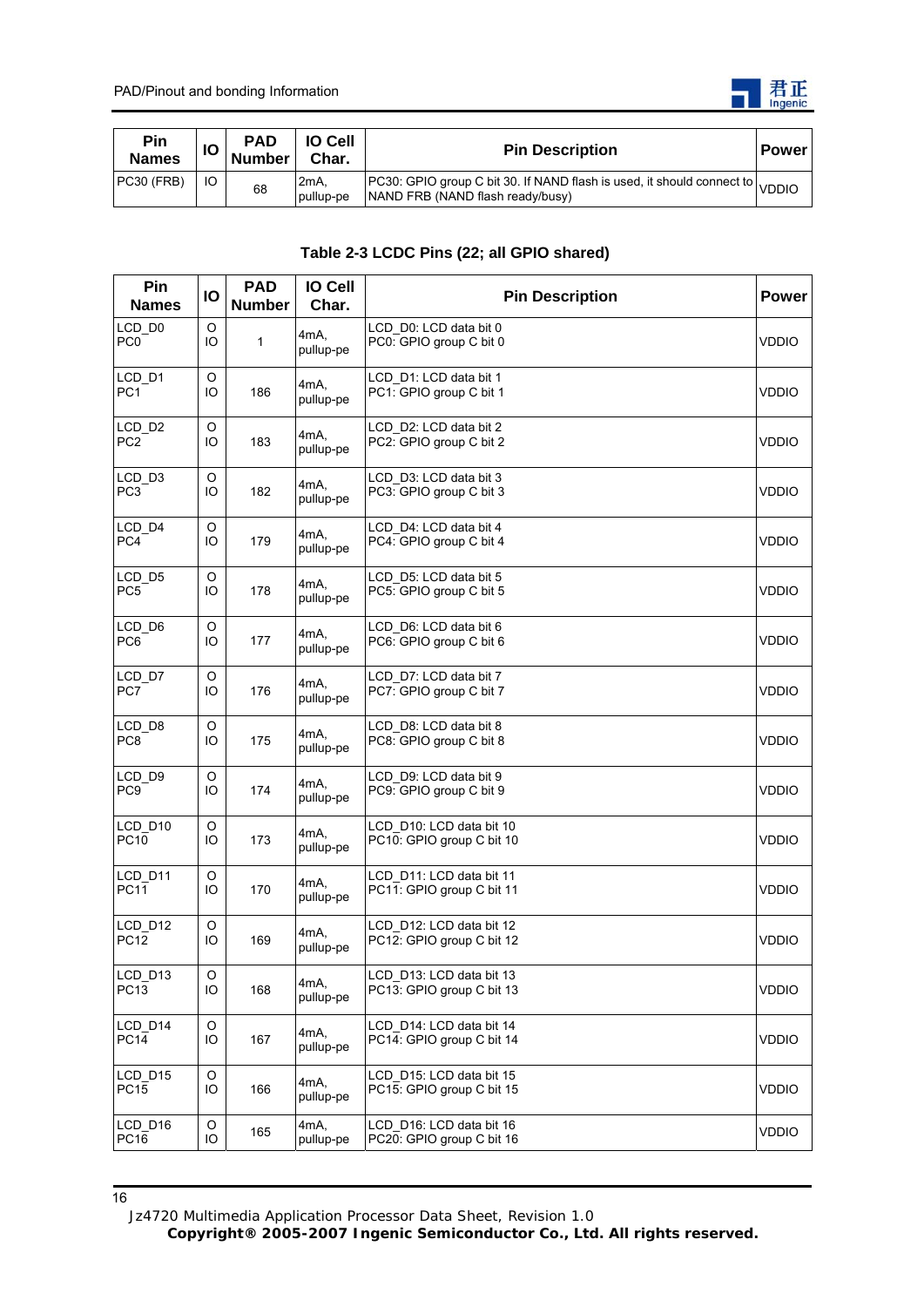| Pin Names | IO | PAD Number | IO Cell Char. | Pin Description | Power |
|---|---|---|---|---|---|
| PC30 (FRB) | IO | 68 | 2mA, pullup-pe | PC30: GPIO group C bit 30. If NAND flash is used, it should connect to NAND FRB (NAND flash ready/busy) | VDDIO |

**Table 2-3 LCDC Pins (22; all GPIO shared)**

| Pin Names | IO | PAD Number | IO Cell Char. | Pin Description | Power |
|---|---|---|---|---|---|
| LCD_D0<br>PC0 | O<br>IO | 1 | 4mA, pullup-pe | LCD_D0: LCD data bit 0<br>PC0: GPIO group C bit 0 | VDDIO |
| LCD_D1<br>PC1 | O<br>IO | 186 | 4mA, pullup-pe | LCD_D1: LCD data bit 1<br>PC1: GPIO group C bit 1 | VDDIO |
| LCD_D2<br>PC2 | O<br>IO | 183 | 4mA, pullup-pe | LCD_D2: LCD data bit 2<br>PC2: GPIO group C bit 2 | VDDIO |
| LCD_D3<br>PC3 | O<br>IO | 182 | 4mA, pullup-pe | LCD_D3: LCD data bit 3<br>PC3: GPIO group C bit 3 | VDDIO |
| LCD_D4<br>PC4 | O<br>IO | 179 | 4mA, pullup-pe | LCD_D4: LCD data bit 4<br>PC4: GPIO group C bit 4 | VDDIO |
| LCD_D5<br>PC5 | O<br>IO | 178 | 4mA, pullup-pe | LCD_D5: LCD data bit 5<br>PC5: GPIO group C bit 5 | VDDIO |
| LCD_D6<br>PC6 | O<br>IO | 177 | 4mA, pullup-pe | LCD_D6: LCD data bit 6<br>PC6: GPIO group C bit 6 | VDDIO |
| LCD_D7<br>PC7 | O<br>IO | 176 | 4mA, pullup-pe | LCD_D7: LCD data bit 7<br>PC7: GPIO group C bit 7 | VDDIO |
| LCD_D8<br>PC8 | O<br>IO | 175 | 4mA, pullup-pe | LCD_D8: LCD data bit 8<br>PC8: GPIO group C bit 8 | VDDIO |
| LCD_D9<br>PC9 | O<br>IO | 174 | 4mA, pullup-pe | LCD_D9: LCD data bit 9<br>PC9: GPIO group C bit 9 | VDDIO |
| LCD_D10<br>PC10 | O<br>IO | 173 | 4mA, pullup-pe | LCD_D10: LCD data bit 10<br>PC10: GPIO group C bit 10 | VDDIO |
| LCD_D11<br>PC11 | O<br>IO | 170 | 4mA, pullup-pe | LCD_D11: LCD data bit 11<br>PC11: GPIO group C bit 11 | VDDIO |
| LCD_D12<br>PC12 | O<br>IO | 169 | 4mA, pullup-pe | LCD_D12: LCD data bit 12<br>PC12: GPIO group C bit 12 | VDDIO |
| LCD_D13<br>PC13 | O<br>IO | 168 | 4mA, pullup-pe | LCD_D13: LCD data bit 13<br>PC13: GPIO group C bit 13 | VDDIO |
| LCD_D14<br>PC14 | O<br>IO | 167 | 4mA, pullup-pe | LCD_D14: LCD data bit 14<br>PC14: GPIO group C bit 14 | VDDIO |
| LCD_D15<br>PC15 | O<br>IO | 166 | 4mA, pullup-pe | LCD_D15: LCD data bit 15<br>PC15: GPIO group C bit 15 | VDDIO |
| LCD_D16<br>PC16 | O<br>IO | 165 | 4mA, pullup-pe | LCD_D16: LCD data bit 16<br>PC20: GPIO group C bit 16 | VDDIO |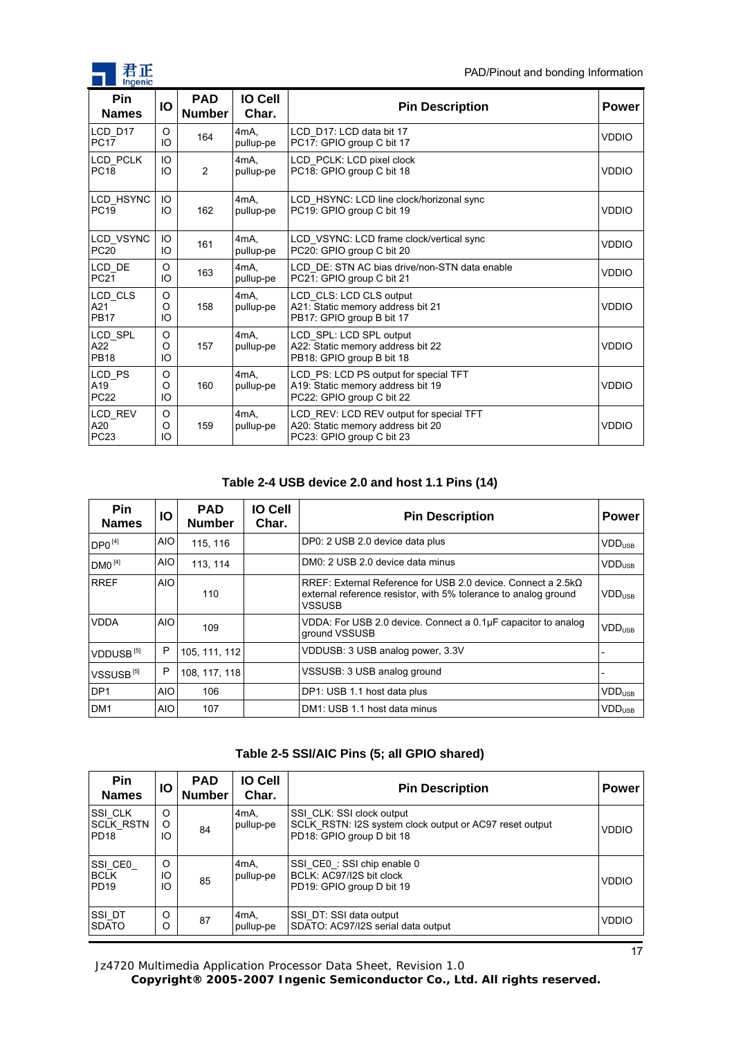| Pin Names | IO | PAD Number | IO Cell Char. | Pin Description | Power |
|---|---|---|---|---|---|
| LCD_D17<br>PC17 | O<br>IO | 164 | 4mA,<br>pullup-pe | LCD_D17: LCD data bit 17<br>PC17: GPIO group C bit 17 | VDDIO |
| LCD_PCLK<br>PC18 | IO<br>IO | 2 | 4mA,<br>pullup-pe | LCD_PCLK: LCD pixel clock<br>PC18: GPIO group C bit 18 | VDDIO |
| LCD_HSYNC<br>PC19 | IO<br>IO | 162 | 4mA,<br>pullup-pe | LCD_HSYNC: LCD line clock/horizonal sync<br>PC19: GPIO group C bit 19 | VDDIO |
| LCD_VSYNC<br>PC20 | IO<br>IO | 161 | 4mA,<br>pullup-pe | LCD_VSYNC: LCD frame clock/vertical sync<br>PC20: GPIO group C bit 20 | VDDIO |
| LCD_DE<br>PC21 | O<br>IO | 163 | 4mA,<br>pullup-pe | LCD_DE: STN AC bias drive/non-STN data enable<br>PC21: GPIO group C bit 21 | VDDIO |
| LCD_CLS<br>A21<br>PB17 | O<br>O<br>IO | 158 | 4mA,<br>pullup-pe | LCD_CLS: LCD CLS output<br>A21: Static memory address bit 21<br>PB17: GPIO group B bit 17 | VDDIO |
| LCD_SPL<br>A22<br>PB18 | O<br>O<br>IO | 157 | 4mA,<br>pullup-pe | LCD_SPL: LCD SPL output<br>A22: Static memory address bit 22<br>PB18: GPIO group B bit 18 | VDDIO |
| LCD_PS<br>A19<br>PC22 | O<br>O<br>IO | 160 | 4mA,<br>pullup-pe | LCD_PS: LCD PS output for special TFT<br>A19: Static memory address bit 19<br>PC22: GPIO group C bit 22 | VDDIO |
| LCD_REV<br>A20<br>PC23 | O<br>O<br>IO | 159 | 4mA,<br>pullup-pe | LCD_REV: LCD REV output for special TFT<br>A20: Static memory address bit 20<br>PC23: GPIO group C bit 23 | VDDIO |

**Table 2-4 USB device 2.0 and host 1.1 Pins (14)**

| Pin Names | IO | PAD Number | IO Cell Char. | Pin Description | Power |
|---|---|---|---|---|---|
| DP0 [4] | AIO | 115, 116 | | DP0: 2 USB 2.0 device data plus | $VDD_{USB}$ |
| DM0 [4] | AIO | 113, 114 | | DM0: 2 USB 2.0 device data minus | $VDD_{USB}$ |
| RREF | AIO | 110 | | RREF: External Reference for USB 2.0 device. Connect a 2.5kΩ external reference resistor, with 5% tolerance to analog ground VSSUSB | $VDD_{USB}$ |
| VDDA | AIO | 109 | | VDDA: For USB 2.0 device. Connect a 0.1μF capacitor to analog ground VSSUSB | $VDD_{USB}$ |
| VDDUSB [5] | P | 105, 111, 112 | | VDDUSB: 3 USB analog power, 3.3V | - |
| VSSUSB [5] | P | 108, 117, 118 | | VSSUSB: 3 USB analog ground | - |
| DP1 | AIO | 106 | | DP1: USB 1.1 host data plus | $VDD_{USB}$ |
| DM1 | AIO | 107 | | DM1: USB 1.1 host data minus | $VDD_{USB}$ |

**Table 2-5 SSI/AIC Pins (5; all GPIO shared)**

| Pin Names | IO | PAD Number | IO Cell Char. | Pin Description | Power |
|---|---|---|---|---|---|
| SSI_CLK<br>SCLK_RSTN<br>PD18 | O<br>O<br>IO | 84 | 4mA,<br>pullup-pe | SSI_CLK: SSI clock output<br>SCLK_RSTN: I2S system clock output or AC97 reset output<br>PD18: GPIO group D bit 18 | VDDIO |
| SSI_CE0_<br>BCLK<br>PD19 | O<br>IO<br>IO | 85 | 4mA,<br>pullup-pe | SSI_CE0_: SSI chip enable 0<br>BCLK: AC97/I2S bit clock<br>PD19: GPIO group D bit 19 | VDDIO |
| SSI_DT<br>SDATO | O<br>O | 87 | 4mA,<br>pullup-pe | SSI_DT: SSI data output<br>SDATO: AC97/I2S serial data output | VDDIO |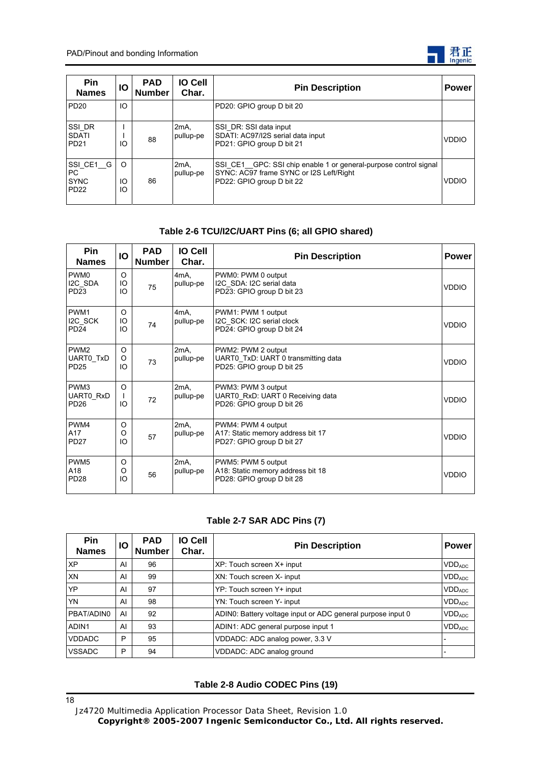| Pin Names | IO | PAD Number | IO Cell Char. | Pin Description | Power |
|---|---|---|---|---|---|
| PD20 | IO | | | PD20: GPIO group D bit 20 | |
| SSI_DR<br>SDATI<br>PD21 | I<br>I<br>IO | 88 | 2mA, pullup-pe | SSI_DR: SSI data input<br>SDATI: AC97/I2S serial data input<br>PD21: GPIO group D bit 21 | VDDIO |
| SSI_CE1__GPC<br>SYNC<br>PD22 | O<br>IO<br>IO | 86 | 2mA, pullup-pe | SSI_CE1__GPC: SSI chip enable 1 or general-purpose control signal<br>SYNC: AC97 frame SYNC or I2S Left/Right<br>PD22: GPIO group D bit 22 | VDDIO |

**Table 2-6 TCU/I2C/UART Pins (6; all GPIO shared)**

| Pin Names | IO | PAD Number | IO Cell Char. | Pin Description | Power |
|---|---|---|---|---|---|
| PWM0<br>I2C_SDA<br>PD23 | O<br>IO<br>IO | 75 | 4mA, pullup-pe | PWM0: PWM 0 output<br>I2C_SDA: I2C serial data<br>PD23: GPIO group D bit 23 | VDDIO |
| PWM1<br>I2C_SCK<br>PD24 | O<br>IO<br>IO | 74 | 4mA, pullup-pe | PWM1: PWM 1 output<br>I2C_SCK: I2C serial clock<br>PD24: GPIO group D bit 24 | VDDIO |
| PWM2<br>UART0_TxD<br>PD25 | O<br>O<br>IO | 73 | 2mA, pullup-pe | PWM2: PWM 2 output<br>UART0_TxD: UART 0 transmitting data<br>PD25: GPIO group D bit 25 | VDDIO |
| PWM3<br>UART0_RxD<br>PD26 | O<br>I<br>IO | 72 | 2mA, pullup-pe | PWM3: PWM 3 output<br>UART0_RxD: UART 0 Receiving data<br>PD26: GPIO group D bit 26 | VDDIO |
| PWM4<br>A17<br>PD27 | O<br>O<br>IO | 57 | 2mA, pullup-pe | PWM4: PWM 4 output<br>A17: Static memory address bit 17<br>PD27: GPIO group D bit 27 | VDDIO |
| PWM5<br>A18<br>PD28 | O<br>O<br>IO | 56 | 2mA, pullup-pe | PWM5: PWM 5 output<br>A18: Static memory address bit 18<br>PD28: GPIO group D bit 28 | VDDIO |

**Table 2-7 SAR ADC Pins (7)**

| Pin Names | IO | PAD Number | IO Cell Char. | Pin Description | Power |
|---|---|---|---|---|---|
| XP | AI | 96 | | XP: Touch screen X+ input | $VDD_{ADC}$ |
| XN | AI | 99 | | XN: Touch screen X- input | $VDD_{ADC}$ |
| YP | AI | 97 | | YP: Touch screen Y+ input | $VDD_{ADC}$ |
| YN | AI | 98 | | YN: Touch screen Y- input | $VDD_{ADC}$ |
| PBAT/ADIN0 | AI | 92 | | ADIN0: Battery voltage input or ADC general purpose input 0 | $VDD_{ADC}$ |
| ADIN1 | AI | 93 | | ADIN1: ADC general purpose input 1 | $VDD_{ADC}$ |
| VDDADC | P | 95 | | VDDADC: ADC analog power, 3.3 V | - |
| VSSADC | P | 94 | | VDDADC: ADC analog ground | - |

**Table 2-8 Audio CODEC Pins (19)**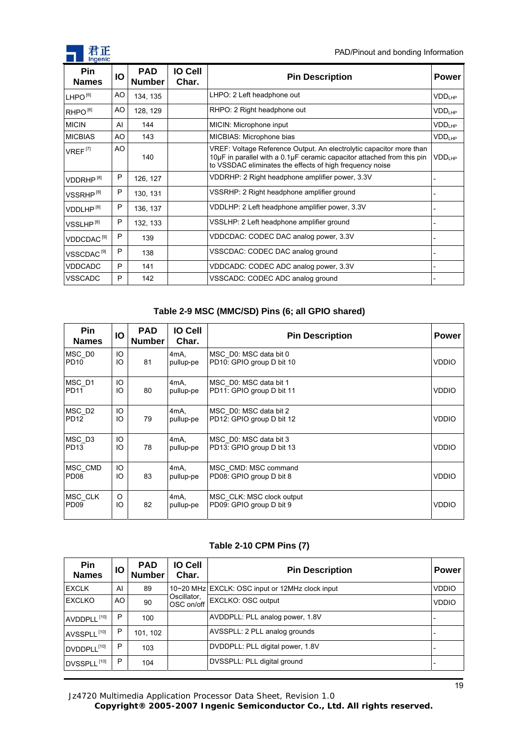| Pin Names | IO | PAD Number | IO Cell Char. | Pin Description | Power |
|---|---|---|---|---|---|
| LHPO [6] | AO | 134, 135 | | LHPO: 2 Left headphone out | $VDD_{LHP}$ |
| RHPO [6] | AO | 128, 129 | | RHPO: 2 Right headphone out | $VDD_{LHP}$ |
| MICIN | AI | 144 | | MICIN: Microphone input | $VDD_{LHP}$ |
| MICBIAS | AO | 143 | | MICBIAS: Microphone bias | $VDD_{LHP}$ |
| VREF [7] | AO | 140 | | VREF: Voltage Reference Output. An electrolytic capacitor more than 10μF in parallel with a 0.1μF ceramic capacitor attached from this pin to VSSDAC eliminates the effects of high frequency noise | $VDD_{LHP}$ |
| VDDRHP [8] | P | 126, 127 | | VDDRHP: 2 Right headphone amplifier power, 3.3V | - |
| VSSRHP [8] | P | 130, 131 | | VSSRHP: 2 Right headphone amplifier ground | - |
| VDDLHP [8] | P | 136, 137 | | VDDLHP: 2 Left headphone amplifier power, 3.3V | - |
| VSSLHP [8] | P | 132, 133 | | VSSLHP: 2 Left headphone amplifier ground | - |
| VDDCDAC [9] | P | 139 | | VDDCDAC: CODEC DAC analog power, 3.3V | - |
| VSSCDAC [9] | P | 138 | | VSSCDAC: CODEC DAC analog ground | - |
| VDDCADC | P | 141 | | VDDCADC: CODEC ADC analog power, 3.3V | - |
| VSSCADC | P | 142 | | VSSCADC: CODEC ADC analog ground | - |

**Table 2-9 MSC (MMC/SD) Pins (6; all GPIO shared)**

| Pin Names | IO | PAD Number | IO Cell Char. | Pin Description | Power |
|---|---|---|---|---|---|
| MSC_D0<br>PD10 | IO<br>IO | 81 | 4mA,<br>pullup-pe | MSC_D0: MSC data bit 0<br>PD10: GPIO group D bit 10 | VDDIO |
| MSC_D1<br>PD11 | IO<br>IO | 80 | 4mA,<br>pullup-pe | MSC_D0: MSC data bit 1<br>PD11: GPIO group D bit 11 | VDDIO |
| MSC_D2<br>PD12 | IO<br>IO | 79 | 4mA,<br>pullup-pe | MSC_D0: MSC data bit 2<br>PD12: GPIO group D bit 12 | VDDIO |
| MSC_D3<br>PD13 | IO<br>IO | 78 | 4mA,<br>pullup-pe | MSC_D0: MSC data bit 3<br>PD13: GPIO group D bit 13 | VDDIO |
| MSC_CMD<br>PD08 | IO<br>IO | 83 | 4mA,<br>pullup-pe | MSC_CMD: MSC command<br>PD08: GPIO group D bit 8 | VDDIO |
| MSC_CLK<br>PD09 | O<br>IO | 82 | 4mA,<br>pullup-pe | MSC_CLK: MSC clock output<br>PD09: GPIO group D bit 9 | VDDIO |

**Table 2-10 CPM Pins (7)**

| Pin Names | IO | PAD Number | IO Cell Char. | Pin Description | Power |
|---|---|---|---|---|---|
| EXCLK | AI | 89 | 10~20 MHz Oscillator, OSC on/off | EXCLK: OSC input or 12MHz clock input | VDDIO |
| EXCLKO | AO | 90 | | EXCLKO: OSC output | VDDIO |
| AVDDPLL [10] | P | 100 | | AVDDPLL: PLL analog power, 1.8V | - |
| AVSSPLL [10] | P | 101, 102 | | AVSSPLL: 2 PLL analog grounds | - |
| DVDDPLL [10] | P | 103 | | DVDDPLL: PLL digital power, 1.8V | - |
| DVSSPLL [10] | P | 104 | | DVSSPLL: PLL digital ground | - |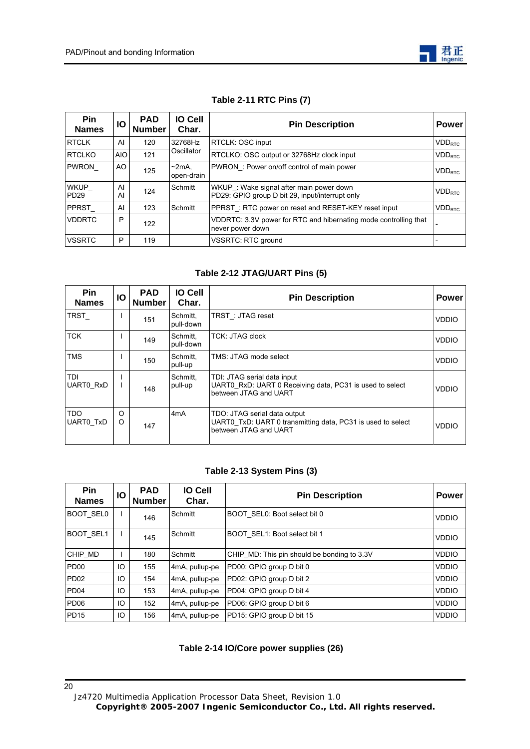### Table 2-11 RTC Pins (7)

| Pin Names | IO | PAD Number | IO Cell Char. | Pin Description | Power |
|---|---|---|---|---|---|
| RTCLK | AI | 120 | 32768Hz Oscillator | RTCLK: OSC input | $VDD_{RTC}$ |
| RTCLKO | AIO | 121 | | RTCLKO: OSC output or 32768Hz clock input | $VDD_{RTC}$ |
| PWRON_ | AO | 125 | ~2mA, open-drain | PWRON_: Power on/off control of main power | $VDD_{RTC}$ |
| WKUP_<br>PD29 | AI<br>AI | 124 | Schmitt | WKUP_: Wake signal after main power down<br>PD29: GPIO group D bit 29, input/interrupt only | $VDD_{RTC}$ |
| PPRST_ | AI | 123 | Schmitt | PPRST_: RTC power on reset and RESET-KEY reset input | $VDD_{RTC}$ |
| VDDRTC | P | 122 | | VDDRTC: 3.3V power for RTC and hibernating mode controlling that never power down | - |
| VSSRTC | P | 119 | | VSSRTC: RTC ground | - |

### Table 2-12 JTAG/UART Pins (5)

| Pin Names | IO | PAD Number | IO Cell Char. | Pin Description | Power |
|---|---|---|---|---|---|
| TRST_ | I | 151 | Schmitt, pull-down | TRST_: JTAG reset | VDDIO |
| TCK | I | 149 | Schmitt, pull-down | TCK: JTAG clock | VDDIO |
| TMS | I | 150 | Schmitt, pull-up | TMS: JTAG mode select | VDDIO |
| TDI<br>UART0_RxD | I<br>I | 148 | Schmitt, pull-up | TDI: JTAG serial data input<br>UART0_RxD: UART 0 Receiving data, PC31 is used to select between JTAG and UART | VDDIO |
| TDO<br>UART0_TxD | O<br>O | 147 | 4mA | TDO: JTAG serial data output<br>UART0_TxD: UART 0 transmitting data, PC31 is used to select between JTAG and UART | VDDIO |

### Table 2-13 System Pins (3)

| Pin Names | IO | PAD Number | IO Cell Char. | Pin Description | Power |
|---|---|---|---|---|---|
| BOOT_SEL0 | I | 146 | Schmitt | BOOT_SEL0: Boot select bit 0 | VDDIO |
| BOOT_SEL1 | I | 145 | Schmitt | BOOT_SEL1: Boot select bit 1 | VDDIO |
| CHIP_MD | I | 180 | Schmitt | CHIP_MD: This pin should be bonding to 3.3V | VDDIO |
| PD00 | IO | 155 | 4mA, pullup-pe | PD00: GPIO group D bit 0 | VDDIO |
| PD02 | IO | 154 | 4mA, pullup-pe | PD02: GPIO group D bit 2 | VDDIO |
| PD04 | IO | 153 | 4mA, pullup-pe | PD04: GPIO group D bit 4 | VDDIO |
| PD06 | IO | 152 | 4mA, pullup-pe | PD06: GPIO group D bit 6 | VDDIO |
| PD15 | IO | 156 | 4mA, pullup-pe | PD15: GPIO group D bit 15 | VDDIO |

### Table 2-14 IO/Core power supplies (26)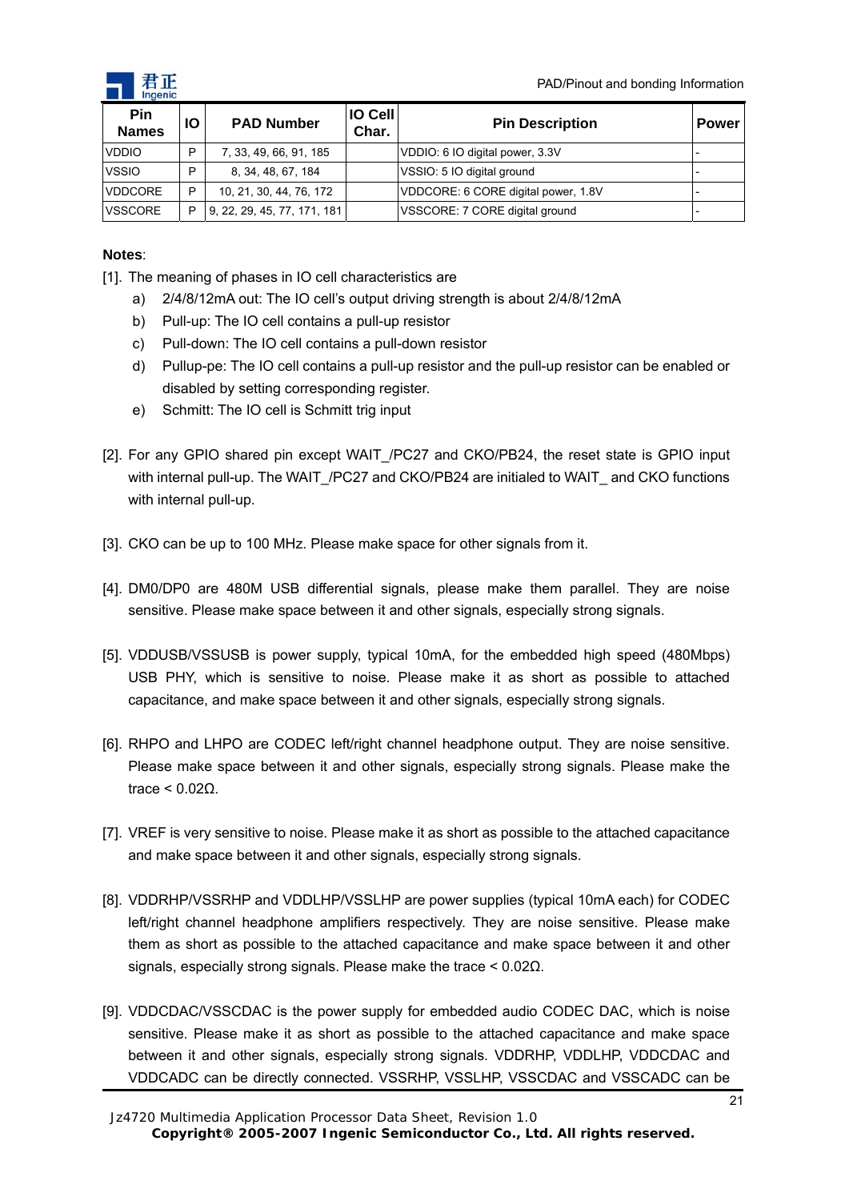| Pin Names | IO | PAD Number | IO Cell Char. | Pin Description | Power |
|---|---|---|---|---|---|
| VDDIO | P | 7, 33, 49, 66, 91, 185 | | VDDIO: 6 IO digital power, 3.3V | - |
| VSSIO | P | 8, 34, 48, 67, 184 | | VSSIO: 5 IO digital ground | - |
| VDDCORE | P | 10, 21, 30, 44, 76, 172 | | VDDCORE: 6 CORE digital power, 1.8V | - |
| VSSCORE | P | 9, 22, 29, 45, 77, 171, 181 | | VSSCORE: 7 CORE digital ground | - |

**Notes**:

[1]. The meaning of phases in IO cell characteristics are

a) 2/4/8/12mA out: The IO cell's output driving strength is about 2/4/8/12mA

b) Pull-up: The IO cell contains a pull-up resistor

c) Pull-down: The IO cell contains a pull-down resistor

d) Pullup-pe: The IO cell contains a pull-up resistor and the pull-up resistor can be enabled or disabled by setting corresponding register.

e) Schmitt: The IO cell is Schmitt trig input

[2]. For any GPIO shared pin except WAIT_/PC27 and CKO/PB24, the reset state is GPIO input with internal pull-up. The WAIT_/PC27 and CKO/PB24 are initialed to WAIT_ and CKO functions with internal pull-up.

[3]. CKO can be up to 100 MHz. Please make space for other signals from it.

[4]. DM0/DP0 are 480M USB differential signals, please make them parallel. They are noise sensitive. Please make space between it and other signals, especially strong signals.

[5]. VDDUSB/VSSUSB is power supply, typical 10mA, for the embedded high speed (480Mbps) USB PHY, which is sensitive to noise. Please make it as short as possible to attached capacitance, and make space between it and other signals, especially strong signals.

[6]. RHPO and LHPO are CODEC left/right channel headphone output. They are noise sensitive. Please make space between it and other signals, especially strong signals. Please make the trace < 0.02Ω.

[7]. VREF is very sensitive to noise. Please make it as short as possible to the attached capacitance and make space between it and other signals, especially strong signals.

[8]. VDDRHP/VSSRHP and VDDLHP/VSSLHP are power supplies (typical 10mA each) for CODEC left/right channel headphone amplifiers respectively. They are noise sensitive. Please make them as short as possible to the attached capacitance and make space between it and other signals, especially strong signals. Please make the trace < 0.02Ω.

[9]. VDDCDAC/VSSCDAC is the power supply for embedded audio CODEC DAC, which is noise sensitive. Please make it as short as possible to the attached capacitance and make space between it and other signals, especially strong signals. VDDRHP, VDDLHP, VDDCDAC and VDDCADC can be directly connected. VSSRHP, VSSLHP, VSSCDAC and VSSCADC can be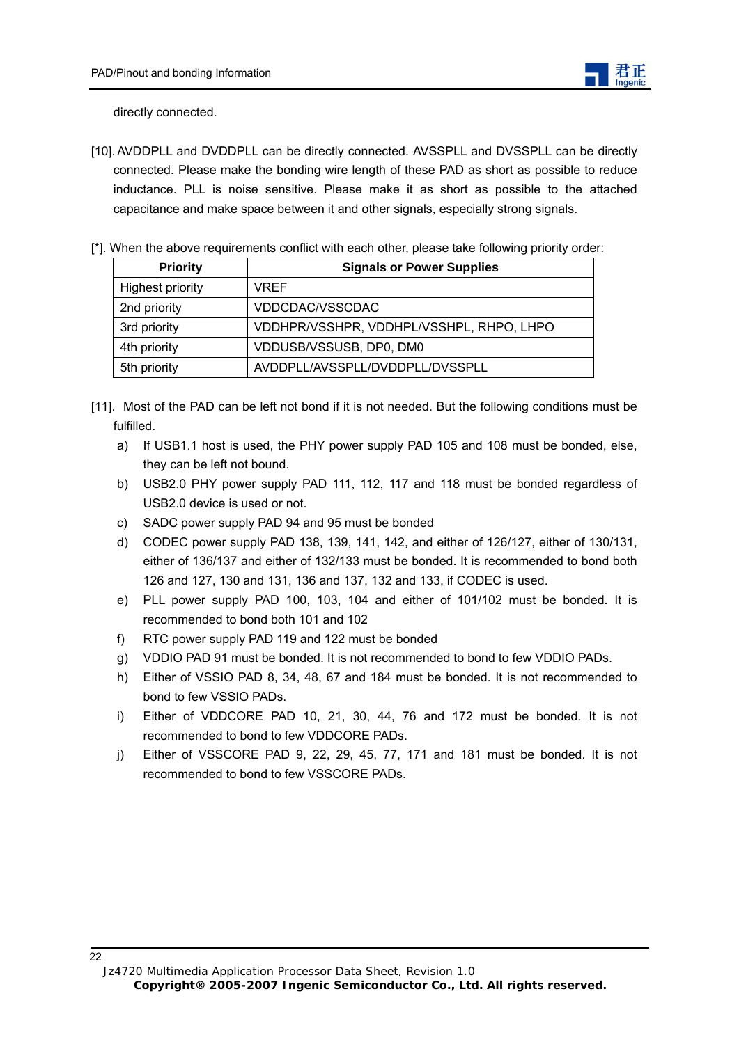directly connected.

[10]. AVDDPLL and DVDDPLL can be directly connected. AVSSPLL and DVSSPLL can be directly connected. Please make the bonding wire length of these PAD as short as possible to reduce inductance. PLL is noise sensitive. Please make it as short as possible to the attached capacitance and make space between it and other signals, especially strong signals.

[*]. When the above requirements conflict with each other, please take following priority order:

| Priority | Signals or Power Supplies |
|---|---|
| Highest priority | VREF |
| 2nd priority | VDDCDAC/VSSCDAC |
| 3rd priority | VDDHPR/VSSHPR, VDDHPL/VSSHPL, RHPO, LHPO |
| 4th priority | VDDUSB/VSSUSB, DP0, DM0 |
| 5th priority | AVDDPLL/AVSSPLL/DVDDPLL/DVSSPLL |

[11]. Most of the PAD can be left not bond if it is not needed. But the following conditions must be fulfilled.

a) If USB1.1 host is used, the PHY power supply PAD 105 and 108 must be bonded, else, they can be left not bound.

b) USB2.0 PHY power supply PAD 111, 112, 117 and 118 must be bonded regardless of USB2.0 device is used or not.

c) SADC power supply PAD 94 and 95 must be bonded

d) CODEC power supply PAD 138, 139, 141, 142, and either of 126/127, either of 130/131, either of 136/137 and either of 132/133 must be bonded. It is recommended to bond both 126 and 127, 130 and 131, 136 and 137, 132 and 133, if CODEC is used.

e) PLL power supply PAD 100, 103, 104 and either of 101/102 must be bonded. It is recommended to bond both 101 and 102

f) RTC power supply PAD 119 and 122 must be bonded

g) VDDIO PAD 91 must be bonded. It is not recommended to bond to few VDDIO PADs.

h) Either of VSSIO PAD 8, 34, 48, 67 and 184 must be bonded. It is not recommended to bond to few VSSIO PADs.

i) Either of VDDCORE PAD 10, 21, 30, 44, 76 and 172 must be bonded. It is not recommended to bond to few VDDCORE PADs.

j) Either of VSSCORE PAD 9, 22, 29, 45, 77, 171 and 181 must be bonded. It is not recommended to bond to few VSSCORE PADs.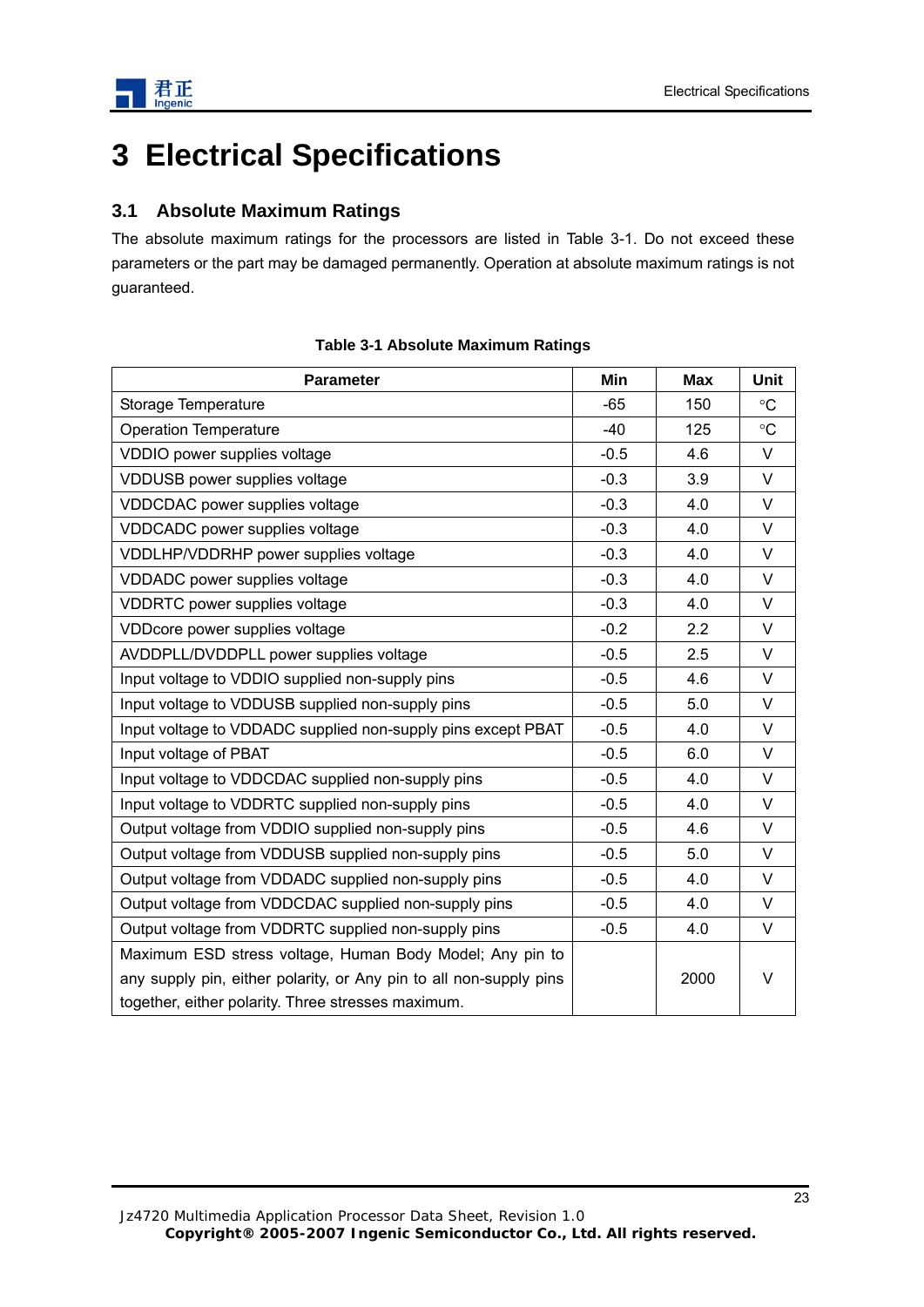# 3 Electrical Specifications

## 3.1 Absolute Maximum Ratings

The absolute maximum ratings for the processors are listed in Table 3-1. Do not exceed these parameters or the part may be damaged permanently. Operation at absolute maximum ratings is not guaranteed.

**Table 3-1 Absolute Maximum Ratings**

| Parameter | Min | Max | Unit |
|---|---|---|---|
| Storage Temperature | -65 | 150 | °C |
| Operation Temperature | -40 | 125 | °C |
| VDDIO power supplies voltage | -0.5 | 4.6 | V |
| VDDUSB power supplies voltage | -0.3 | 3.9 | V |
| VDDCDAC power supplies voltage | -0.3 | 4.0 | V |
| VDDCADC power supplies voltage | -0.3 | 4.0 | V |
| VDDLHP/VDDRHP power supplies voltage | -0.3 | 4.0 | V |
| VDDADC power supplies voltage | -0.3 | 4.0 | V |
| VDDRTC power supplies voltage | -0.3 | 4.0 | V |
| VDDcore power supplies voltage | -0.2 | 2.2 | V |
| AVDDPLL/DVDDPLL power supplies voltage | -0.5 | 2.5 | V |
| Input voltage to VDDIO supplied non-supply pins | -0.5 | 4.6 | V |
| Input voltage to VDDUSB supplied non-supply pins | -0.5 | 5.0 | V |
| Input voltage to VDDADC supplied non-supply pins except PBAT | -0.5 | 4.0 | V |
| Input voltage of PBAT | -0.5 | 6.0 | V |
| Input voltage to VDDCDAC supplied non-supply pins | -0.5 | 4.0 | V |
| Input voltage to VDDRTC supplied non-supply pins | -0.5 | 4.0 | V |
| Output voltage from VDDIO supplied non-supply pins | -0.5 | 4.6 | V |
| Output voltage from VDDUSB supplied non-supply pins | -0.5 | 5.0 | V |
| Output voltage from VDDADC supplied non-supply pins | -0.5 | 4.0 | V |
| Output voltage from VDDCDAC supplied non-supply pins | -0.5 | 4.0 | V |
| Output voltage from VDDRTC supplied non-supply pins | -0.5 | 4.0 | V |
| Maximum ESD stress voltage, Human Body Model; Any pin to any supply pin, either polarity, or Any pin to all non-supply pins together, either polarity. Three stresses maximum. | | 2000 | V |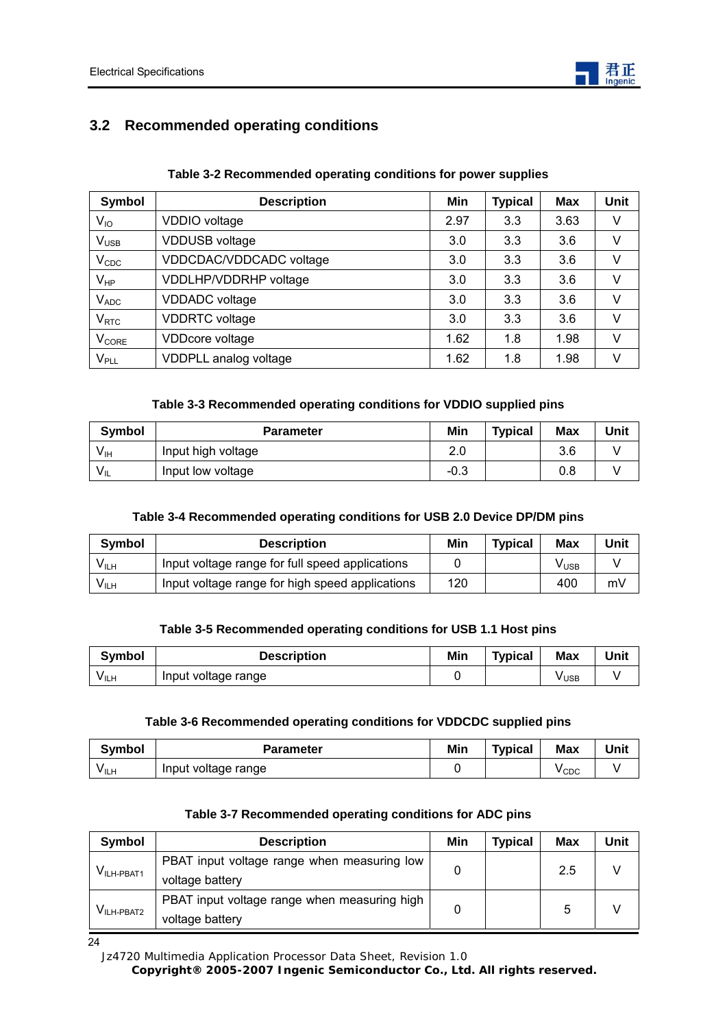## 3.2 Recommended operating conditions

**Table 3-2 Recommended operating conditions for power supplies**

| Symbol | Description | Min | Typical | Max | Unit |
|---|---|---|---|---|---|
| $V_{IO}$ | VDDIO voltage | 2.97 | 3.3 | 3.63 | V |
| $V_{USB}$ | VDDUSB voltage | 3.0 | 3.3 | 3.6 | V |
| $V_{CDC}$ | VDDCDAC/VDDCADC voltage | 3.0 | 3.3 | 3.6 | V |
| $V_{HP}$ | VDDLHP/VDDRHP voltage | 3.0 | 3.3 | 3.6 | V |
| $V_{ADC}$ | VDDADC voltage | 3.0 | 3.3 | 3.6 | V |
| $V_{RTC}$ | VDDRTC voltage | 3.0 | 3.3 | 3.6 | V |
| $V_{CORE}$ | VDDcore voltage | 1.62 | 1.8 | 1.98 | V |
| $V_{PLL}$ | VDDPLL analog voltage | 1.62 | 1.8 | 1.98 | V |

**Table 3-3 Recommended operating conditions for VDDIO supplied pins**

| Symbol | Parameter | Min | Typical | Max | Unit |
|---|---|---|---|---|---|
| $V_{IH}$ | Input high voltage | 2.0 | | 3.6 | V |
| $V_{IL}$ | Input low voltage | -0.3 | | 0.8 | V |

**Table 3-4 Recommended operating conditions for USB 2.0 Device DP/DM pins**

| Symbol | Description | Min | Typical | Max | Unit |
|---|---|---|---|---|---|
| $V_{ILH}$ | Input voltage range for full speed applications | 0 | | $V_{USB}$ | V |
| $V_{ILH}$ | Input voltage range for high speed applications | 120 | | 400 | mV |

**Table 3-5 Recommended operating conditions for USB 1.1 Host pins**

| Symbol | Description | Min | Typical | Max | Unit |
|---|---|---|---|---|---|
| $V_{ILH}$ | Input voltage range | 0 | | $V_{USB}$ | V |

**Table 3-6 Recommended operating conditions for VDDCDC supplied pins**

| Symbol | Parameter | Min | Typical | Max | Unit |
|---|---|---|---|---|---|
| $V_{ILH}$ | Input voltage range | 0 | | $V_{CDC}$ | V |

**Table 3-7 Recommended operating conditions for ADC pins**

| Symbol | Description | Min | Typical | Max | Unit |
|---|---|---|---|---|---|
| $V_{ILH-PBAT1}$ | PBAT input voltage range when measuring low voltage battery | 0 | | 2.5 | V |
| $V_{ILH-PBAT2}$ | PBAT input voltage range when measuring high voltage battery | 0 | | 5 | V |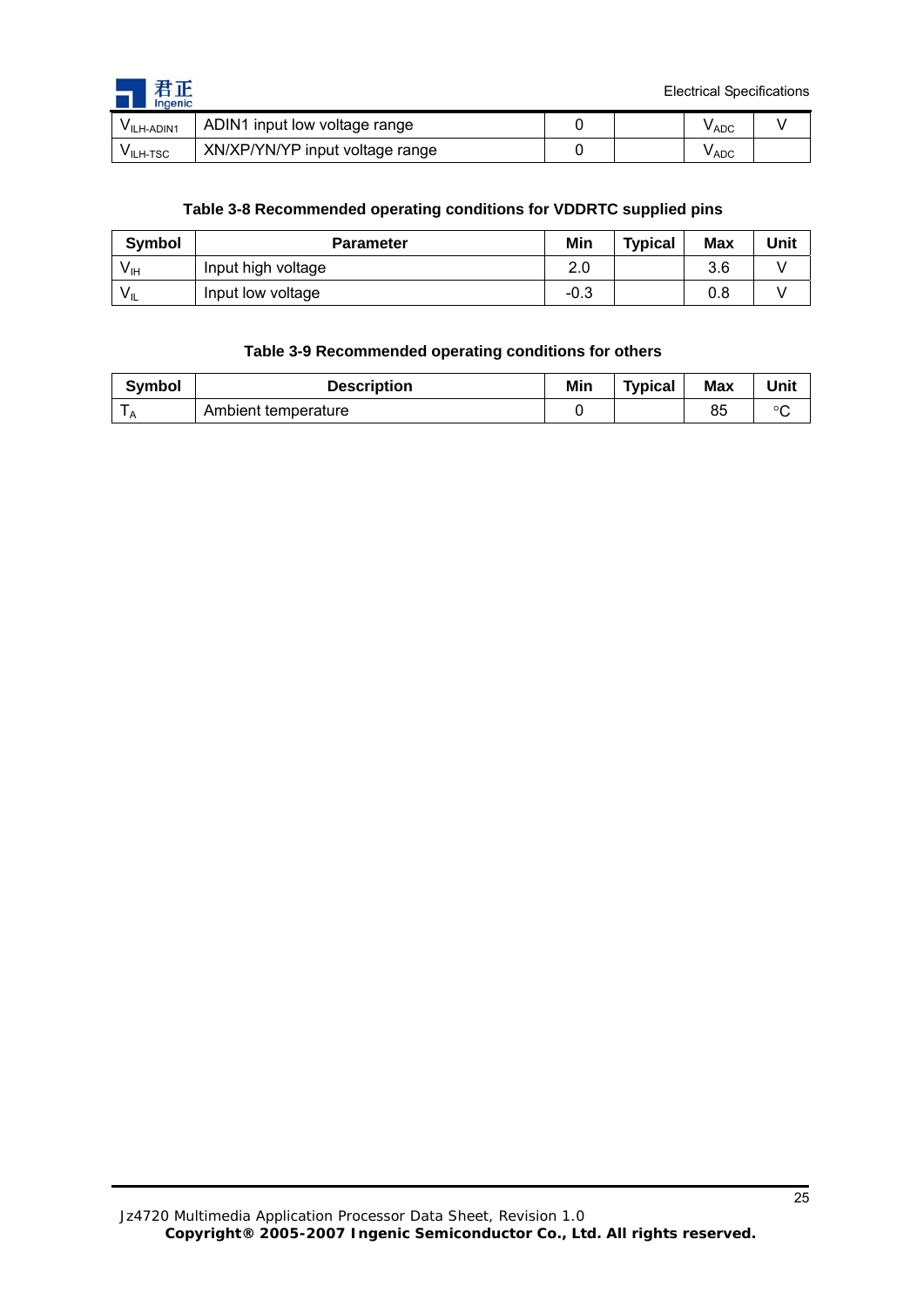| | | | | | |
|---|---|---|---|---|---|
| $V_{ILH-ADIN1}$ | ADIN1 input low voltage range | 0 | | $V_{ADC}$ | V |
| $V_{ILH-TSC}$ | XN/XP/YN/YP input voltage range | 0 | | $V_{ADC}$ | |

**Table 3-8 Recommended operating conditions for VDDRTC supplied pins**

| Symbol | Parameter | Min | Typical | Max | Unit |
|---|---|---|---|---|---|
| $V_{IH}$ | Input high voltage | 2.0 | | 3.6 | V |
| $V_{IL}$ | Input low voltage | -0.3 | | 0.8 | V |

**Table 3-9 Recommended operating conditions for others**

| Symbol | Description | Min | Typical | Max | Unit |
|---|---|---|---|---|---|
| $T_A$ | Ambient temperature | 0 | | 85 | °C |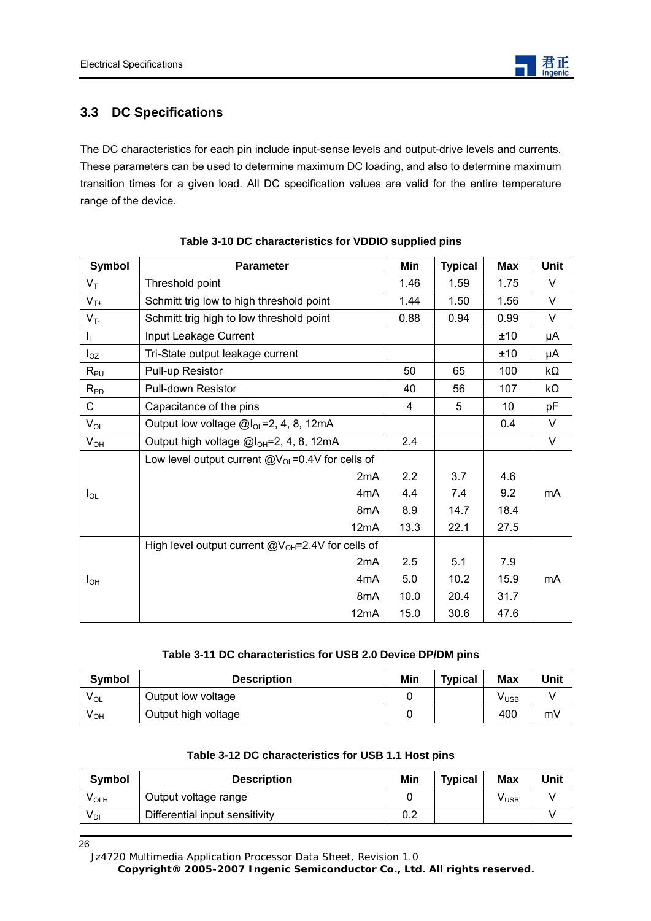## 3.3 DC Specifications

The DC characteristics for each pin include input-sense levels and output-drive levels and currents. These parameters can be used to determine maximum DC loading, and also to determine maximum transition times for a given load. All DC specification values are valid for the entire temperature range of the device.

**Table 3-10 DC characteristics for VDDIO supplied pins**

| Symbol | Parameter | Min | Typical | Max | Unit |
|---|---|---|---|---|---|
| $V_T$ | Threshold point | 1.46 | 1.59 | 1.75 | V |
| $V_{T+}$ | Schmitt trig low to high threshold point | 1.44 | 1.50 | 1.56 | V |
| $V_{T-}$ | Schmitt trig high to low threshold point | 0.88 | 0.94 | 0.99 | V |
| $I_L$ | Input Leakage Current | | | ±10 | μA |
| $I_{OZ}$ | Tri-State output leakage current | | | ±10 | μA |
| $R_{PU}$ | Pull-up Resistor | 50 | 65 | 100 | kΩ |
| $R_{PD}$ | Pull-down Resistor | 40 | 56 | 107 | kΩ |
| C | Capacitance of the pins | 4 | 5 | 10 | pF |
| $V_{OL}$ | Output low voltage @$I_{OL}$=2, 4, 8, 12mA | | | 0.4 | V |
| $V_{OH}$ | Output high voltage @$I_{OH}$=2, 4, 8, 12mA | 2.4 | | | V |
| $I_{OL}$ | Low level output current @$V_{OL}$=0.4V for cells of | | | | mA |
| | 2mA | 2.2 | 3.7 | 4.6 | |
| | 4mA | 4.4 | 7.4 | 9.2 | |
| | 8mA | 8.9 | 14.7 | 18.4 | |
| | 12mA | 13.3 | 22.1 | 27.5 | |
| $I_{OH}$ | High level output current @$V_{OH}$=2.4V for cells of | | | | mA |
| | 2mA | 2.5 | 5.1 | 7.9 | |
| | 4mA | 5.0 | 10.2 | 15.9 | |
| | 8mA | 10.0 | 20.4 | 31.7 | |
| | 12mA | 15.0 | 30.6 | 47.6 | |

**Table 3-11 DC characteristics for USB 2.0 Device DP/DM pins**

| Symbol | Description | Min | Typical | Max | Unit |
|---|---|---|---|---|---|
| $V_{OL}$ | Output low voltage | 0 | | $V_{USB}$ | V |
| $V_{OH}$ | Output high voltage | 0 | | 400 | mV |

**Table 3-12 DC characteristics for USB 1.1 Host pins**

| Symbol | Description | Min | Typical | Max | Unit |
|---|---|---|---|---|---|
| $V_{OLH}$ | Output voltage range | 0 | | $V_{USB}$ | V |
| $V_{DI}$ | Differential input sensitivity | 0.2 | | | V |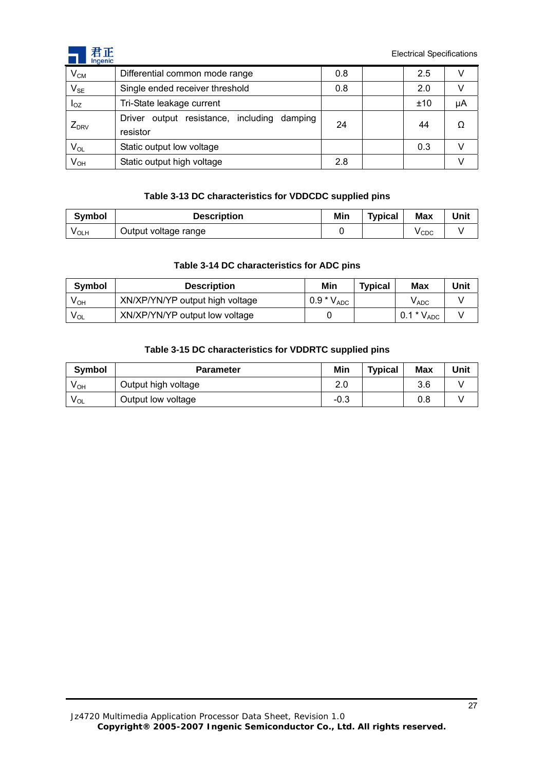| | | | | | |
|---|---|---|---|---|---|
| $V_{CM}$ | Differential common mode range | 0.8 | | 2.5 | V |
| $V_{SE}$ | Single ended receiver threshold | 0.8 | | 2.0 | V |
| $I_{OZ}$ | Tri-State leakage current | | | ±10 | μA |
| $Z_{DRV}$ | Driver output resistance, including damping resistor | 24 | | 44 | Ω |
| $V_{OL}$ | Static output low voltage | | | 0.3 | V |
| $V_{OH}$ | Static output high voltage | 2.8 | | | V |

**Table 3-13 DC characteristics for VDDCDC supplied pins**

| Symbol | Description | Min | Typical | Max | Unit |
|---|---|---|---|---|---|
| $V_{OLH}$ | Output voltage range | 0 | | $V_{CDC}$ | V |

**Table 3-14 DC characteristics for ADC pins**

| Symbol | Description | Min | Typical | Max | Unit |
|---|---|---|---|---|---|
| $V_{OH}$ | XN/XP/YN/YP output high voltage | $0.9 * V_{ADC}$ | | $V_{ADC}$ | V |
| $V_{OL}$ | XN/XP/YN/YP output low voltage | 0 | | $0.1 * V_{ADC}$ | V |

**Table 3-15 DC characteristics for VDDRTC supplied pins**

| Symbol | Parameter | Min | Typical | Max | Unit |
|---|---|---|---|---|---|
| $V_{OH}$ | Output high voltage | 2.0 | | 3.6 | V |
| $V_{OL}$ | Output low voltage | -0.3 | | 0.8 | V |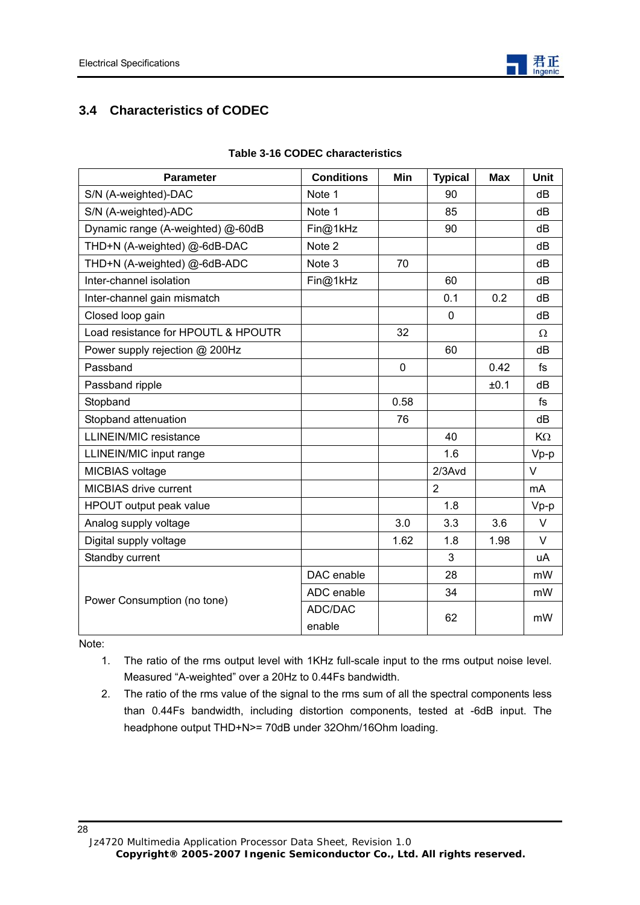## 3.4 Characteristics of CODEC

**Table 3-16 CODEC characteristics**

| Parameter | Conditions | Min | Typical | Max | Unit |
|---|---|---|---|---|---|
| S/N (A-weighted)-DAC | Note 1 | | 90 | | dB |
| S/N (A-weighted)-ADC | Note 1 | | 85 | | dB |
| Dynamic range (A-weighted) @-60dB | Fin@1kHz | | 90 | | dB |
| THD+N (A-weighted) @-6dB-DAC | Note 2 | | | | dB |
| THD+N (A-weighted) @-6dB-ADC | Note 3 | 70 | | | dB |
| Inter-channel isolation | Fin@1kHz | | 60 | | dB |
| Inter-channel gain mismatch | | | 0.1 | 0.2 | dB |
| Closed loop gain | | | 0 | | dB |
| Load resistance for HPOUTL & HPOUTR | | 32 | | | Ω |
| Power supply rejection @ 200Hz | | | 60 | | dB |
| Passband | | 0 | | 0.42 | fs |
| Passband ripple | | | | ±0.1 | dB |
| Stopband | | 0.58 | | | fs |
| Stopband attenuation | | 76 | | | dB |
| LLINEIN/MIC resistance | | | 40 | | KΩ |
| LLINEIN/MIC input range | | | 1.6 | | Vp-p |
| MICBIAS voltage | | | 2/3Avd | | V |
| MICBIAS drive current | | | 2 | | mA |
| HPOUT output peak value | | | 1.8 | | Vp-p |
| Analog supply voltage | | 3.0 | 3.3 | 3.6 | V |
| Digital supply voltage | | 1.62 | 1.8 | 1.98 | V |
| Standby current | | | 3 | | uA |
| Power Consumption (no tone) | DAC enable | | 28 | | mW |
| | ADC enable | | 34 | | mW |
| | ADC/DAC enable | | 62 | | mW |

Note:

1. The ratio of the rms output level with 1KHz full-scale input to the rms output noise level. Measured "A-weighted" over a 20Hz to 0.44Fs bandwidth.
2. The ratio of the rms value of the signal to the rms sum of all the spectral components less than 0.44Fs bandwidth, including distortion components, tested at -6dB input. The headphone output THD+N>= 70dB under 32Ohm/16Ohm loading.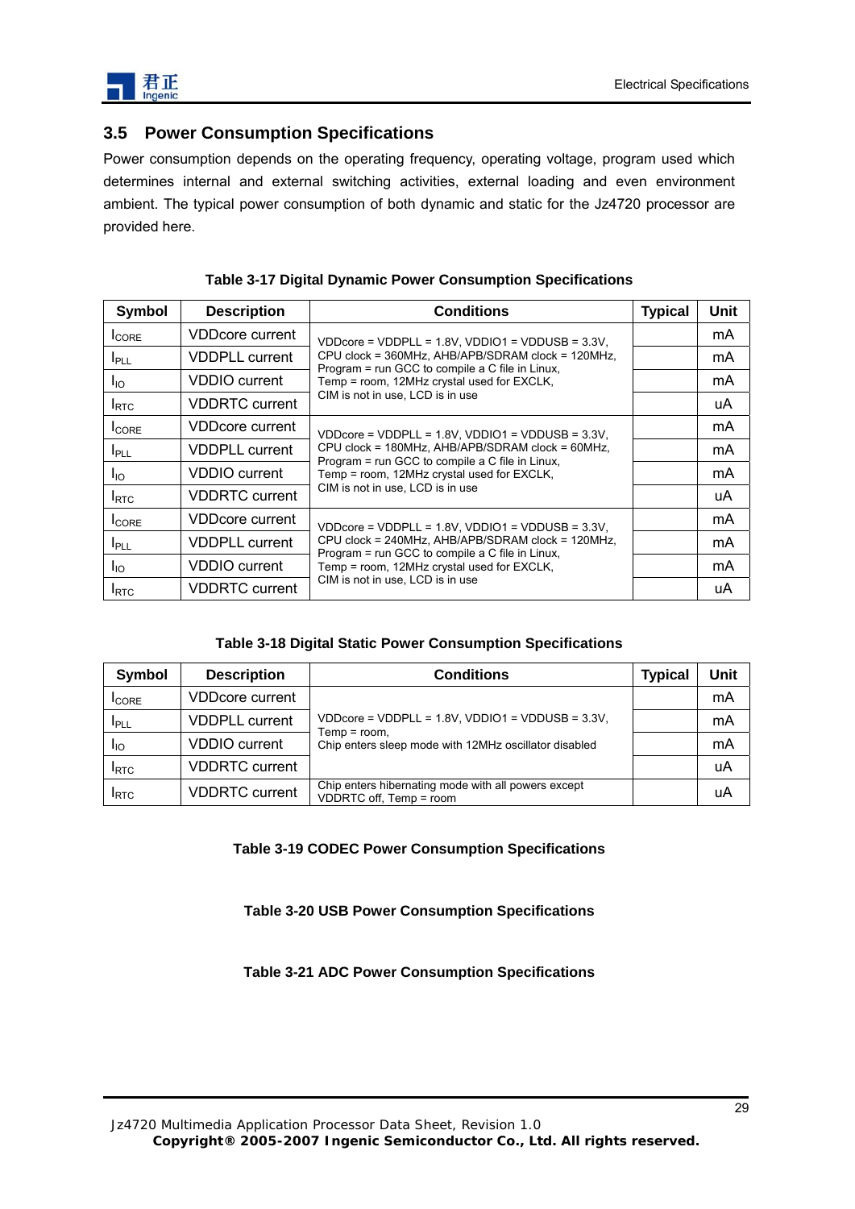## 3.5 Power Consumption Specifications

Power consumption depends on the operating frequency, operating voltage, program used which determines internal and external switching activities, external loading and even environment ambient. The typical power consumption of both dynamic and static for the Jz4720 processor are provided here.

**Table 3-17 Digital Dynamic Power Consumption Specifications**

| Symbol | Description | Conditions | Typical | Unit |
|---|---|---|---|---|
| $I_{CORE}$ | VDDcore current | VDDcore = VDDPLL = 1.8V, VDDIO1 = VDDUSB = 3.3V, CPU clock = 360MHz, AHB/APB/SDRAM clock = 120MHz, Program = run GCC to compile a C file in Linux, Temp = room, 12MHz crystal used for EXCLK, CIM is not in use, LCD is in use | | mA |
| $I_{PLL}$ | VDDPLL current | | | mA |
| $I_{IO}$ | VDDIO current | | | mA |
| $I_{RTC}$ | VDDRTC current | | | uA |
| $I_{CORE}$ | VDDcore current | VDDcore = VDDPLL = 1.8V, VDDIO1 = VDDUSB = 3.3V, CPU clock = 180MHz, AHB/APB/SDRAM clock = 60MHz, Program = run GCC to compile a C file in Linux, Temp = room, 12MHz crystal used for EXCLK, CIM is not in use, LCD is in use | | mA |
| $I_{PLL}$ | VDDPLL current | | | mA |
| $I_{IO}$ | VDDIO current | | | mA |
| $I_{RTC}$ | VDDRTC current | | | uA |
| $I_{CORE}$ | VDDcore current | VDDcore = VDDPLL = 1.8V, VDDIO1 = VDDUSB = 3.3V, CPU clock = 240MHz, AHB/APB/SDRAM clock = 120MHz, Program = run GCC to compile a C file in Linux, Temp = room, 12MHz crystal used for EXCLK, CIM is not in use, LCD is in use | | mA |
| $I_{PLL}$ | VDDPLL current | | | mA |
| $I_{IO}$ | VDDIO current | | | mA |
| $I_{RTC}$ | VDDRTC current | | | uA |

**Table 3-18 Digital Static Power Consumption Specifications**

| Symbol | Description | Conditions | Typical | Unit |
|---|---|---|---|---|
| $I_{CORE}$ | VDDcore current | VDDcore = VDDPLL = 1.8V, VDDIO1 = VDDUSB = 3.3V, Temp = room, Chip enters sleep mode with 12MHz oscillator disabled | | mA |
| $I_{PLL}$ | VDDPLL current | | | mA |
| $I_{IO}$ | VDDIO current | | | mA |
| $I_{RTC}$ | VDDRTC current | | | uA |
| $I_{RTC}$ | VDDRTC current | Chip enters hibernating mode with all powers except VDDRTC off, Temp = room | | uA |

**Table 3-19 CODEC Power Consumption Specifications**

**Table 3-20 USB Power Consumption Specifications**

**Table 3-21 ADC Power Consumption Specifications**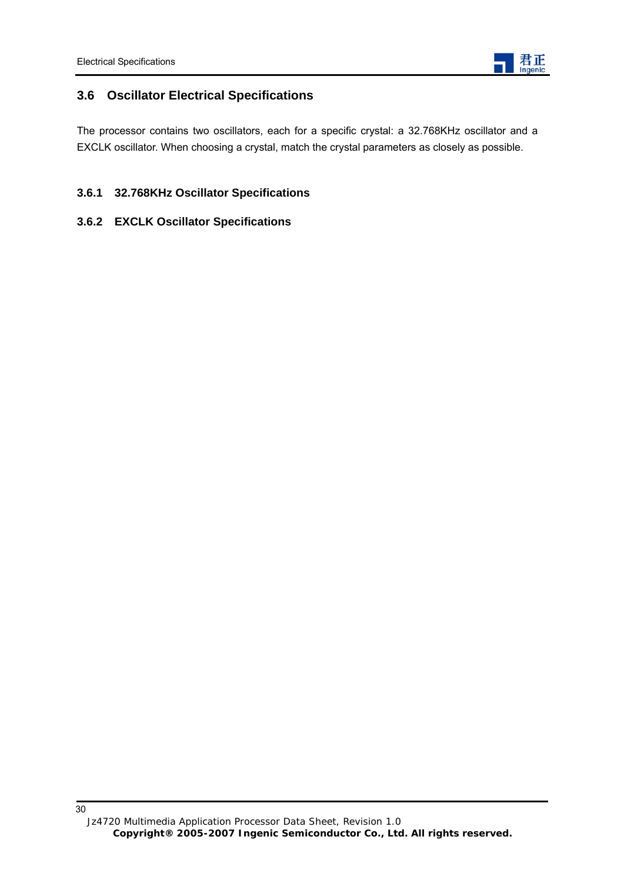## 3.6 Oscillator Electrical Specifications

The processor contains two oscillators, each for a specific crystal: a 32.768KHz oscillator and a EXCLK oscillator. When choosing a crystal, match the crystal parameters as closely as possible.

### 3.6.1 32.768KHz Oscillator Specifications

### 3.6.2 EXCLK Oscillator Specifications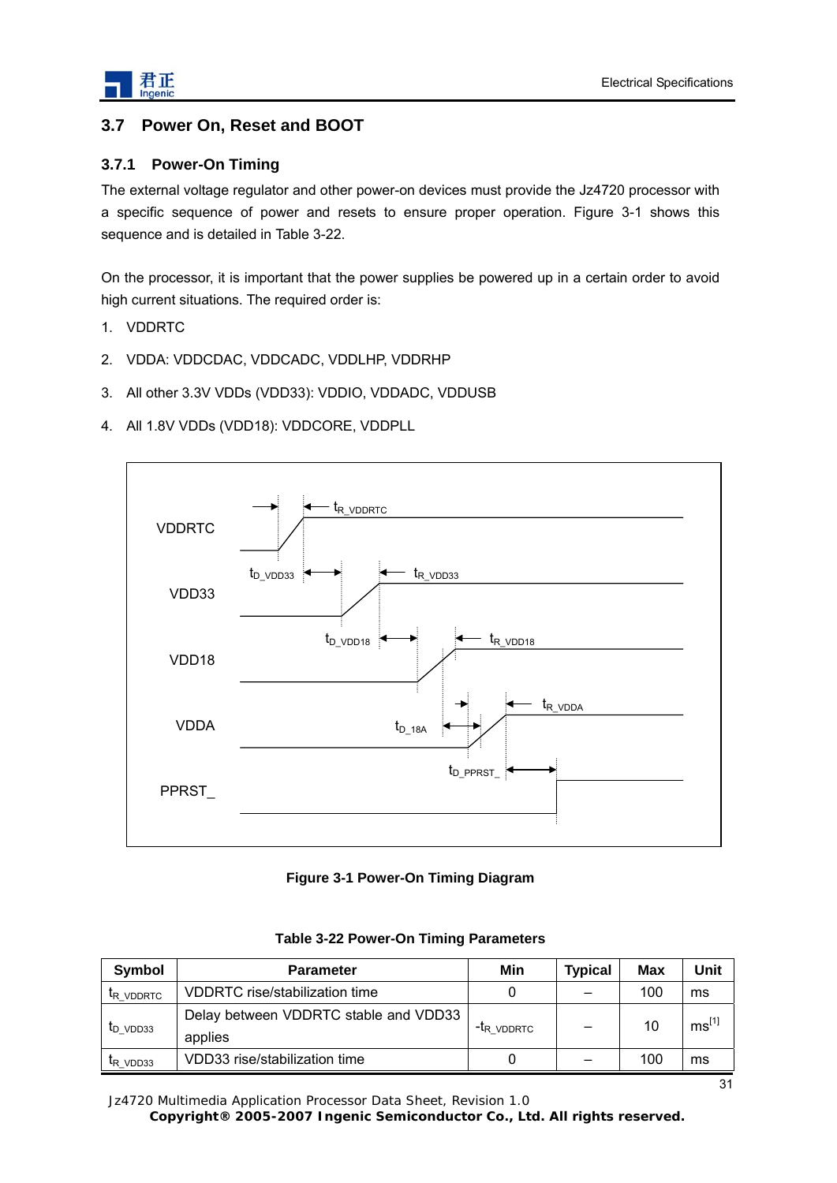## 3.7 Power On, Reset and BOOT

### 3.7.1 Power-On Timing

The external voltage regulator and other power-on devices must provide the Jz4720 processor with a specific sequence of power and resets to ensure proper operation. Figure 3-1 shows this sequence and is detailed in Table 3-22.

On the processor, it is important that the power supplies be powered up in a certain order to avoid high current situations. The required order is:

1. VDDRTC
2. VDDA: VDDCDAC, VDDCADC, VDDLHP, VDDRHP
3. All other 3.3V VDDs (VDD33): VDDIO, VDDADC, VDDUSB
4. All 1.8V VDDs (VDD18): VDDCORE, VDDPLL

**Figure 3-1 Power-On Timing Diagram**

**Table 3-22 Power-On Timing Parameters**

| Symbol | Parameter | Min | Typical | Max | Unit |
|---|---|---|---|---|---|
| $t_{R\_VDDRTC}$ | VDDRTC rise/stabilization time | 0 | – | 100 | ms |
| $t_{D\_VDD33}$ | Delay between VDDRTC stable and VDD33 applies | $-t_{R\_VDDRTC}$ | – | 10 | ms[1] |
| $t_{R\_VDD33}$ | VDD33 rise/stabilization time | 0 | – | 100 | ms |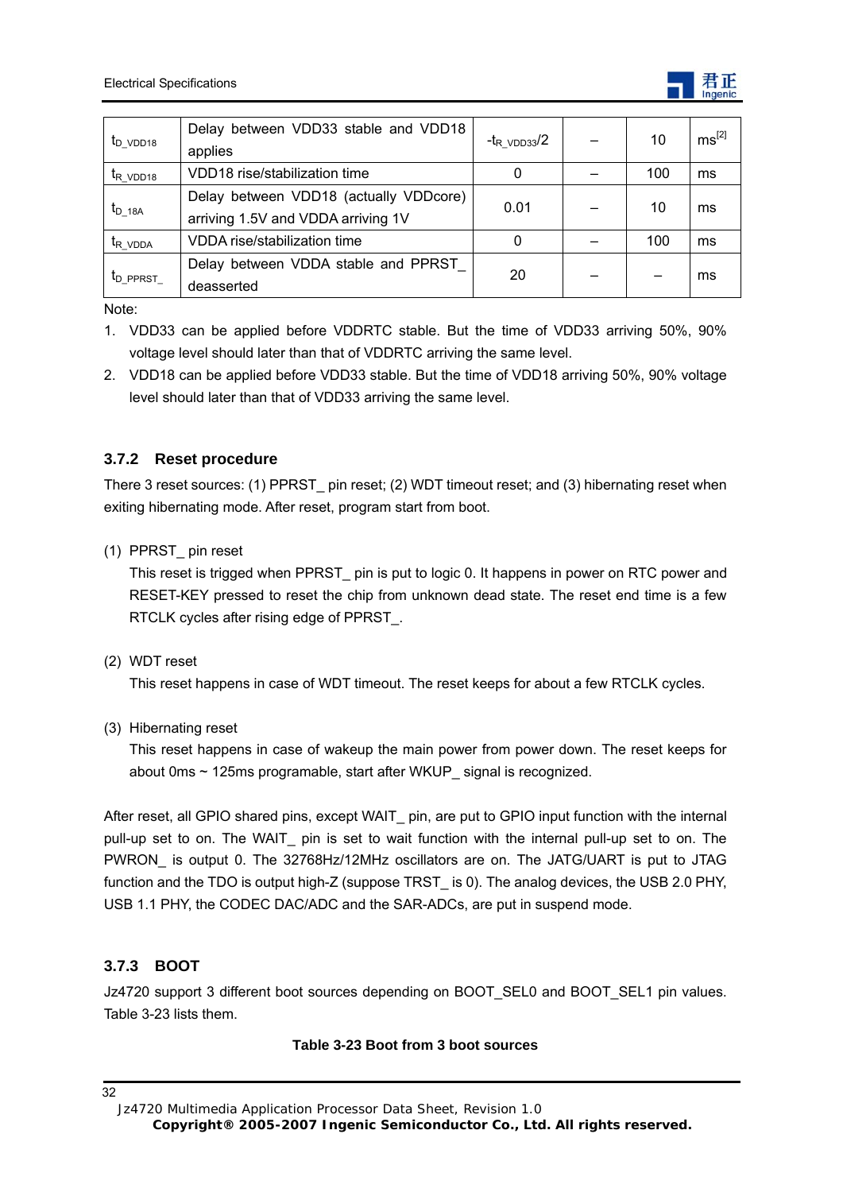| $t_{D\_VDD18}$ | Delay between VDD33 stable and VDD18 applies | $-t_{R\_VDD33}/2$ | – | 10 | ms[2] |
|---|---|---|---|---|---|
| $t_{R\_VDD18}$ | VDD18 rise/stabilization time | 0 | – | 100 | ms |
| $t_{D\_18A}$ | Delay between VDD18 (actually VDDcore) arriving 1.5V and VDDA arriving 1V | 0.01 | – | 10 | ms |
| $t_{R\_VDDA}$ | VDDA rise/stabilization time | 0 | – | 100 | ms |
| $t_{D\_PPRST\_}$ | Delay between VDDA stable and PPRST_ deasserted | 20 | – | – | ms |

Note:

1. VDD33 can be applied before VDDRTC stable. But the time of VDD33 arriving 50%, 90% voltage level should later than that of VDDRTC arriving the same level.
2. VDD18 can be applied before VDD33 stable. But the time of VDD18 arriving 50%, 90% voltage level should later than that of VDD33 arriving the same level.

### 3.7.2 Reset procedure

There 3 reset sources: (1) PPRST_ pin reset; (2) WDT timeout reset; and (3) hibernating reset when exiting hibernating mode. After reset, program start from boot.

(1) PPRST_ pin reset

This reset is trigged when PPRST_ pin is put to logic 0. It happens in power on RTC power and RESET-KEY pressed to reset the chip from unknown dead state. The reset end time is a few RTCLK cycles after rising edge of PPRST_.

(2) WDT reset

This reset happens in case of WDT timeout. The reset keeps for about a few RTCLK cycles.

(3) Hibernating reset

This reset happens in case of wakeup the main power from power down. The reset keeps for about 0ms ~ 125ms programable, start after WKUP_ signal is recognized.

After reset, all GPIO shared pins, except WAIT_ pin, are put to GPIO input function with the internal pull-up set to on. The WAIT_ pin is set to wait function with the internal pull-up set to on. The PWRON_ is output 0. The 32768Hz/12MHz oscillators are on. The JATG/UART is put to JTAG function and the TDO is output high-Z (suppose TRST_ is 0). The analog devices, the USB 2.0 PHY, USB 1.1 PHY, the CODEC DAC/ADC and the SAR-ADCs, are put in suspend mode.

### 3.7.3 BOOT

Jz4720 support 3 different boot sources depending on BOOT_SEL0 and BOOT_SEL1 pin values. Table 3-23 lists them.

**Table 3-23 Boot from 3 boot sources**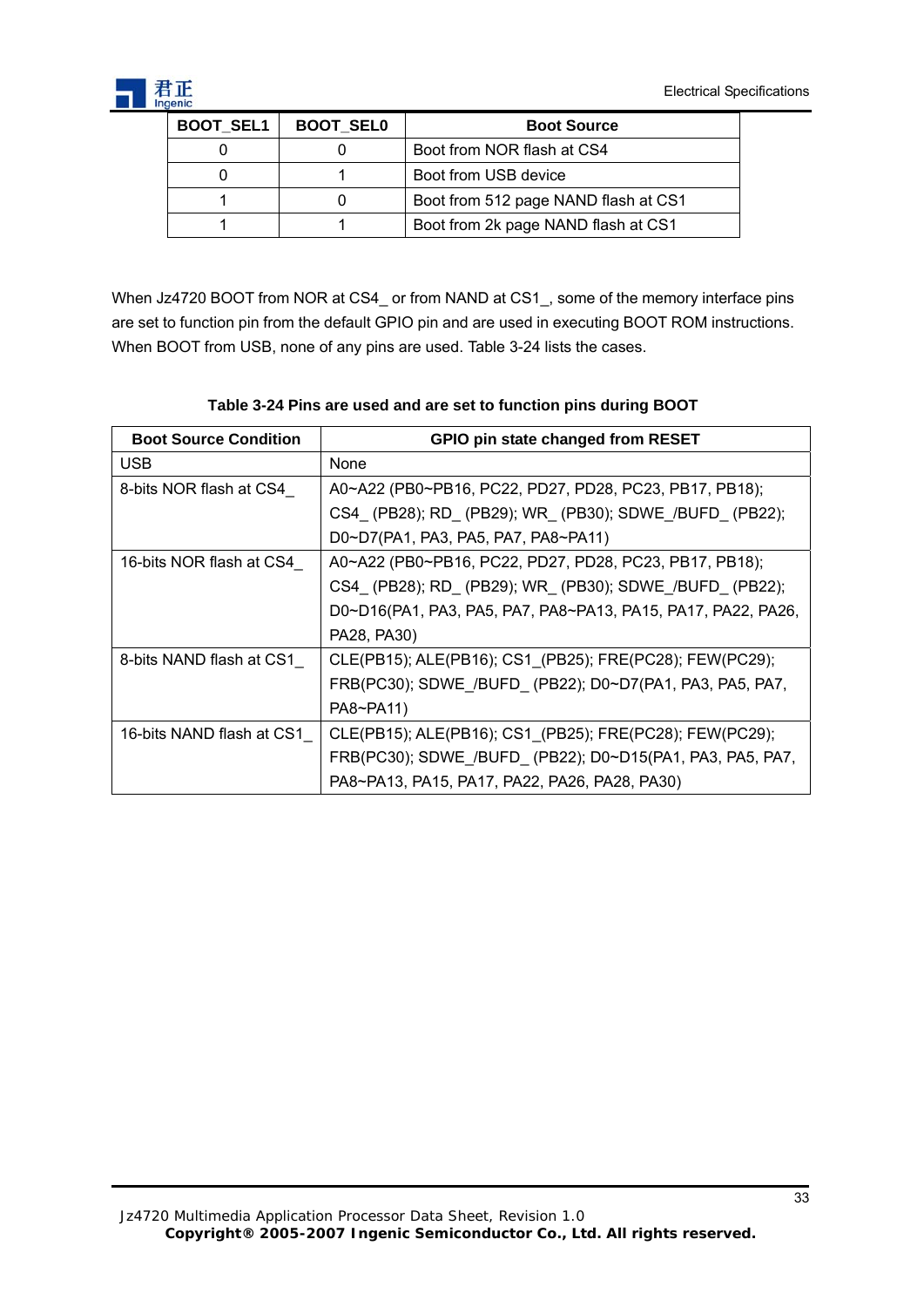| BOOT_SEL1 | BOOT_SEL0 | Boot Source |
|---|---|---|
| 0 | 0 | Boot from NOR flash at CS4 |
| 0 | 1 | Boot from USB device |
| 1 | 0 | Boot from 512 page NAND flash at CS1 |
| 1 | 1 | Boot from 2k page NAND flash at CS1 |

When Jz4720 BOOT from NOR at CS4_ or from NAND at CS1_, some of the memory interface pins are set to function pin from the default GPIO pin and are used in executing BOOT ROM instructions. When BOOT from USB, none of any pins are used. Table 3-24 lists the cases.

**Table 3-24 Pins are used and are set to function pins during BOOT**

| Boot Source Condition | GPIO pin state changed from RESET |
|---|---|
| USB | None |
| 8-bits NOR flash at CS4_ | A0~A22 (PB0~PB16, PC22, PD27, PD28, PC23, PB17, PB18); CS4_ (PB28); RD_ (PB29); WR_ (PB30); SDWE_/BUFD_ (PB22); D0~D7(PA1, PA3, PA5, PA7, PA8~PA11) |
| 16-bits NOR flash at CS4_ | A0~A22 (PB0~PB16, PC22, PD27, PD28, PC23, PB17, PB18); CS4_ (PB28); RD_ (PB29); WR_ (PB30); SDWE_/BUFD_ (PB22); D0~D16(PA1, PA3, PA5, PA7, PA8~PA13, PA15, PA17, PA22, PA26, PA28, PA30) |
| 8-bits NAND flash at CS1_ | CLE(PB15); ALE(PB16); CS1_(PB25); FRE(PC28); FEW(PC29); FRB(PC30); SDWE_/BUFD_ (PB22); D0~D7(PA1, PA3, PA5, PA7, PA8~PA11) |
| 16-bits NAND flash at CS1_ | CLE(PB15); ALE(PB16); CS1_(PB25); FRE(PC28); FEW(PC29); FRB(PC30); SDWE_/BUFD_ (PB22); D0~D15(PA1, PA3, PA5, PA7, PA8~PA13, PA15, PA17, PA22, PA26, PA28, PA30) |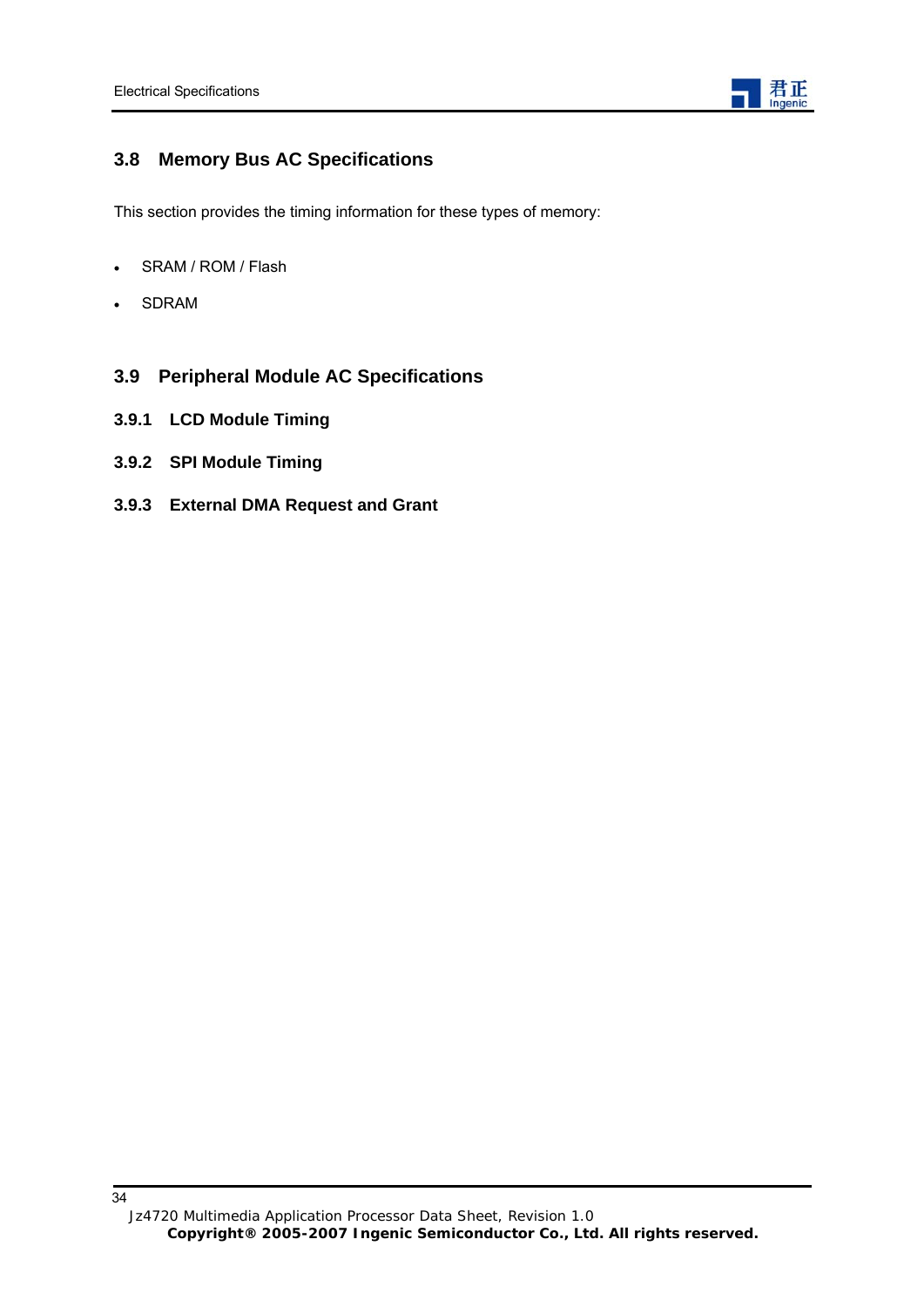## 3.8 Memory Bus AC Specifications

This section provides the timing information for these types of memory:

- SRAM / ROM / Flash
- SDRAM

## 3.9 Peripheral Module AC Specifications

### 3.9.1 LCD Module Timing

### 3.9.2 SPI Module Timing

### 3.9.3 External DMA Request and Grant